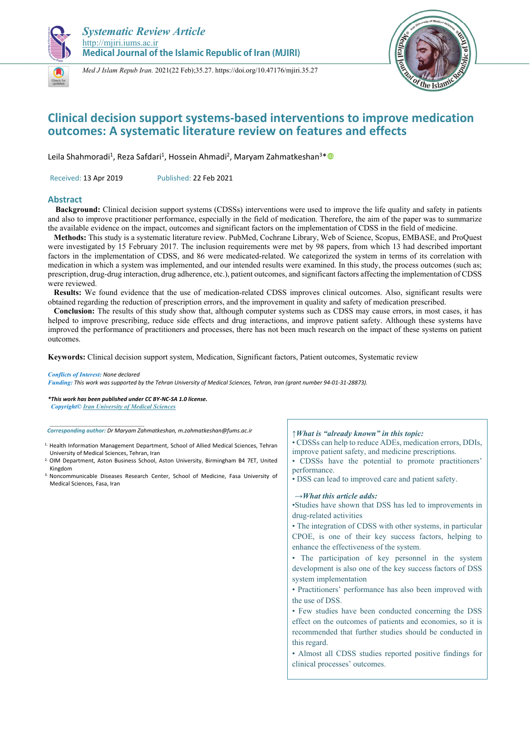Systematic Review Article
http://mjiri.iums.ac.ir
Medical Journal of the Islamic Republic of Iran (MJIRI)

Med J Islam Repub Iran. 2021(22 Feb);35.27. https://doi.org/10.47176/mjiri.35.27

# Clinical decision support systems-based interventions to improve medication outcomes: A systematic literature review on features and effects

Leila Shahmoradi[1], Reza Safdari[1], Hossein Ahmadi[2], Maryam Zahmatkeshan[3]*

Received: 13 Apr 2019 Published: 22 Feb 2021

## Abstract

**Background:** Clinical decision support systems (CDSSs) interventions were used to improve the life quality and safety in patients and also to improve practitioner performance, especially in the field of medication. Therefore, the aim of the paper was to summarize the available evidence on the impact, outcomes and significant factors on the implementation of CDSS in the field of medicine.

**Methods:** This study is a systematic literature review. PubMed, Cochrane Library, Web of Science, Scopus, EMBASE, and ProQuest were investigated by 15 February 2017. The inclusion requirements were met by 98 papers, from which 13 had described important factors in the implementation of CDSS, and 86 were medicated-related. We categorized the system in terms of its correlation with medication in which a system was implemented, and our intended results were examined. In this study, the process outcomes (such as; prescription, drug-drug interaction, drug adherence, etc.), patient outcomes, and significant factors affecting the implementation of CDSS were reviewed.

**Results:** We found evidence that the use of medication-related CDSS improves clinical outcomes. Also, significant results were obtained regarding the reduction of prescription errors, and the improvement in quality and safety of medication prescribed.

**Conclusion:** The results of this study show that, although computer systems such as CDSS may cause errors, in most cases, it has helped to improve prescribing, reduce side effects and drug interactions, and improve patient safety. Although these systems have improved the performance of practitioners and processes, there has not been much research on the impact of these systems on patient outcomes.

**Keywords:** Clinical decision support system, Medication, Significant factors, Patient outcomes, Systematic review

*Conflicts of Interest:* None declared
*Funding:* This work was supported by the Tehran University of Medical Sciences, Tehran, Iran (grant number 94-01-31-28873).

***This work has been published under CC BY-NC-SA 1.0 license.**
*Copyright© Iran University of Medical Sciences*

*Corresponding author:* Dr Maryam Zahmatkeshan, m.zahmatkeshan@fums.ac.ir

1. Health Information Management Department, School of Allied Medical Sciences, Tehran University of Medical Sciences, Tehran, Iran
2. OIM Department, Aston Business School, Aston University, Birmingham B4 7ET, United Kingdom
3. Noncommunicable Diseases Research Center, School of Medicine, Fasa University of Medical Sciences, Fasa, Iran

***↑What is "already known" in this topic:***

- CDSSs can help to reduce ADEs, medication errors, DDIs, improve patient safety, and medicine prescriptions.
- CDSSs have the potential to promote practitioners' performance.
- DSS can lead to improved care and patient safety.

***→What this article adds:***

- Studies have shown that DSS has led to improvements in drug-related activities
- The integration of CDSS with other systems, in particular CPOE, is one of their key success factors, helping to enhance the effectiveness of the system.
- The participation of key personnel in the system development is also one of the key success factors of DSS system implementation
- Practitioners' performance has also been improved with the use of DSS.
- Few studies have been conducted concerning the DSS effect on the outcomes of patients and economies, so it is recommended that further studies should be conducted in this regard.
- Almost all CDSS studies reported positive findings for clinical processes' outcomes.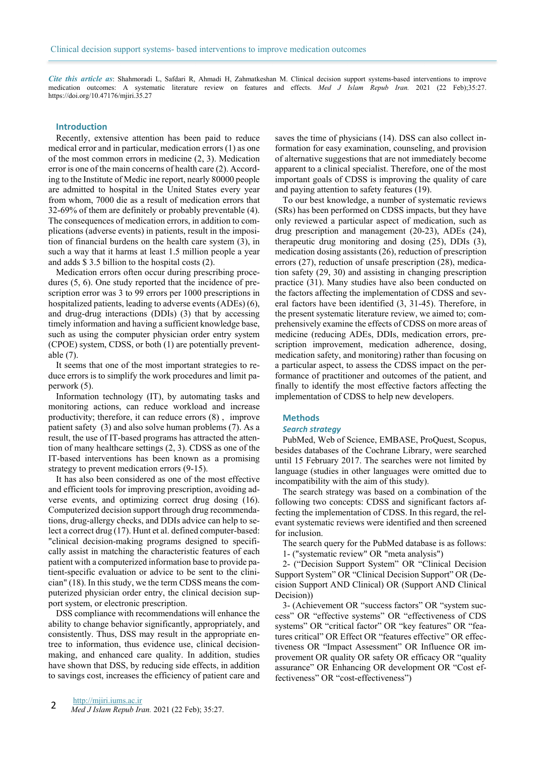*Cite this article as*: Shahmoradi L, Safdari R, Ahmadi H, Zahmatkeshan M. Clinical decision support systems-based interventions to improve medication outcomes: A systematic literature review on features and effects. *Med J Islam Repub Iran.* 2021 (22 Feb);35:27. https://doi.org/10.47176/mjiri.35.27

## Introduction

Recently, extensive attention has been paid to reduce medical error and in particular, medication errors (1) as one of the most common errors in medicine (2, 3). Medication error is one of the main concerns of health care (2). According to the Institute of Medic ine report, nearly 80000 people are admitted to hospital in the United States every year from whom, 7000 die as a result of medication errors that 32-69% of them are definitely or probably preventable (4). The consequences of medication errors, in addition to complications (adverse events) in patients, result in the imposition of financial burdens on the health care system (3), in such a way that it harms at least 1.5 million people a year and adds $ 3.5 billion to the hospital costs (2).

Medication errors often occur during prescribing procedures (5, 6). One study reported that the incidence of prescription error was 3 to 99 errors per 1000 prescriptions in hospitalized patients, leading to adverse events (ADEs) (6), and drug-drug interactions (DDIs) (3) that by accessing timely information and having a sufficient knowledge base, such as using the computer physician order entry system (CPOE) system, CDSS, or both (1) are potentially preventable (7).

It seems that one of the most important strategies to reduce errors is to simplify the work procedures and limit paperwork (5).

Information technology (IT), by automating tasks and monitoring actions, can reduce workload and increase productivity; therefore, it can reduce errors (8) , improve patient safety (3) and also solve human problems (7). As a result, the use of IT-based programs has attracted the attention of many healthcare settings (2, 3). CDSS as one of the IT-based interventions has been known as a promising strategy to prevent medication errors (9-15).

It has also been considered as one of the most effective and efficient tools for improving prescription, avoiding adverse events, and optimizing correct drug dosing (16). Computerized decision support through drug recommendations, drug-allergy checks, and DDIs advice can help to select a correct drug (17). Hunt et al. defined computer-based: "clinical decision-making programs designed to specifically assist in matching the characteristic features of each patient with a computerized information base to provide patient-specific evaluation or advice to be sent to the clinician" (18). In this study, we the term CDSS means the computerized physician order entry, the clinical decision support system, or electronic prescription.

DSS compliance with recommendations will enhance the ability to change behavior significantly, appropriately, and consistently. Thus, DSS may result in the appropriate entree to information, thus evidence use, clinical decision-making, and enhanced care quality. In addition, studies have shown that DSS, by reducing side effects, in addition to savings cost, increases the efficiency of patient care and saves the time of physicians (14). DSS can also collect information for easy examination, counseling, and provision of alternative suggestions that are not immediately become apparent to a clinical specialist. Therefore, one of the most important goals of CDSS is improving the quality of care and paying attention to safety features (19).

To our best knowledge, a number of systematic reviews (SRs) has been performed on CDSS impacts, but they have only reviewed a particular aspect of medication, such as drug prescription and management (20-23), ADEs (24), therapeutic drug monitoring and dosing (25), DDIs (3), medication dosing assistants (26), reduction of prescription errors (27), reduction of unsafe prescription (28), medication safety (29, 30) and assisting in changing prescription practice (31). Many studies have also been conducted on the factors affecting the implementation of CDSS and several factors have been identified (3, 31-45). Therefore, in the present systematic literature review, we aimed to; comprehensively examine the effects of CDSS on more areas of medicine (reducing ADEs, DDIs, medication errors, prescription improvement, medication adherence, dosing, medication safety, and monitoring) rather than focusing on a particular aspect, to assess the CDSS impact on the performance of practitioner and outcomes of the patient, and finally to identify the most effective factors affecting the implementation of CDSS to help new developers.

## Methods

### *Search strategy*

PubMed, Web of Science, EMBASE, ProQuest, Scopus, besides databases of the Cochrane Library, were searched until 15 February 2017. The searches were not limited by language (studies in other languages were omitted due to incompatibility with the aim of this study).

The search strategy was based on a combination of the following two concepts: CDSS and significant factors affecting the implementation of CDSS. In this regard, the relevant systematic reviews were identified and then screened for inclusion.

The search query for the PubMed database is as follows:

1- ("systematic review" OR "meta analysis")

2- ("Decision Support System" OR "Clinical Decision Support System" OR "Clinical Decision Support" OR (Decision Support AND Clinical) OR (Support AND Clinical Decision))

3- (Achievement OR "success factors" OR "system success" OR "effective systems" OR "effectiveness of CDS systems" OR "critical factor" OR "key features" OR "features critical" OR Effect OR "features effective" OR effectiveness OR "Impact Assessment" OR Influence OR improvement OR quality OR safety OR efficacy OR "quality assurance" OR Enhancing OR development OR "Cost effectiveness" OR "cost-effectiveness")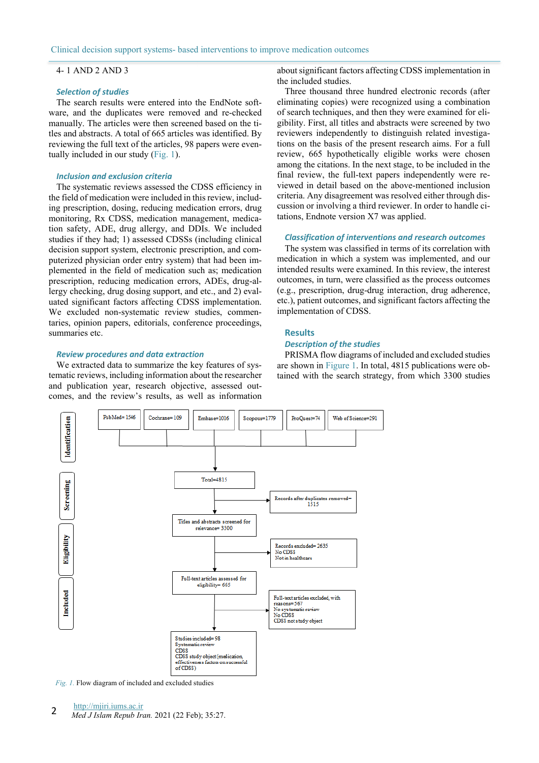4- 1 AND 2 AND 3

### Selection of studies

The search results were entered into the EndNote software, and the duplicates were removed and re-checked manually. The articles were then screened based on the titles and abstracts. A total of 665 articles was identified. By reviewing the full text of the articles, 98 papers were eventually included in our study (Fig. 1).

### Inclusion and exclusion criteria

The systematic reviews assessed the CDSS efficiency in the field of medication were included in this review, including prescription, dosing, reducing medication errors, drug monitoring, Rx CDSS, medication management, medication safety, ADE, drug allergy, and DDIs. We included studies if they had; 1) assessed CDSSs (including clinical decision support system, electronic prescription, and computerized physician order entry system) that had been implemented in the field of medication such as; medication prescription, reducing medication errors, ADEs, drug-allergy checking, drug dosing support, and etc., and 2) evaluated significant factors affecting CDSS implementation. We excluded non-systematic review studies, commentaries, opinion papers, editorials, conference proceedings, summaries etc.

### Review procedures and data extraction

We extracted data to summarize the key features of systematic reviews, including information about the researcher and publication year, research objective, assessed outcomes, and the review's results, as well as information about significant factors affecting CDSS implementation in the included studies.

Three thousand three hundred electronic records (after eliminating copies) were recognized using a combination of search techniques, and then they were examined for eligibility. First, all titles and abstracts were screened by two reviewers independently to distinguish related investigations on the basis of the present research aims. For a full review, 665 hypothetically eligible works were chosen among the citations. In the next stage, to be included in the final review, the full-text papers independently were reviewed in detail based on the above-mentioned inclusion criteria. Any disagreement was resolved either through discussion or involving a third reviewer. In order to handle citations, Endnote version X7 was applied.

### Classification of interventions and research outcomes

The system was classified in terms of its correlation with medication in which a system was implemented, and our intended results were examined. In this review, the interest outcomes, in turn, were classified as the process outcomes (e.g., prescription, drug-drug interaction, drug adherence, etc.), patient outcomes, and significant factors affecting the implementation of CDSS.

## Results

### Description of the studies

PRISMA flow diagrams of included and excluded studies are shown in Figure 1. In total, 4815 publications were obtained with the search strategy, from which 3300 studies

Identification: PubMed= 1546; Cochrane= 109; Embase=1016; Scopous=1779; ProQuest=74; Web of Science=291

Total=4815

Screening: Records after duplicates removed= 1515

Titles and abstracts screened for relevance= 3300

Eligibility: Records excluded= 2635 (No CDSS; Not in healthcare)

Full-text articles assessed for eligibility= 665

Full-text articles excluded, with reasons= 567 (No systematic review; No CDSS; CDSS not study object)

Included: Studies included= 98 (Systematic review; CDSS; CDSS study object (medication, effectiveness factors on successful of CDSS))

*Fig. 1.* Flow diagram of included and excluded studies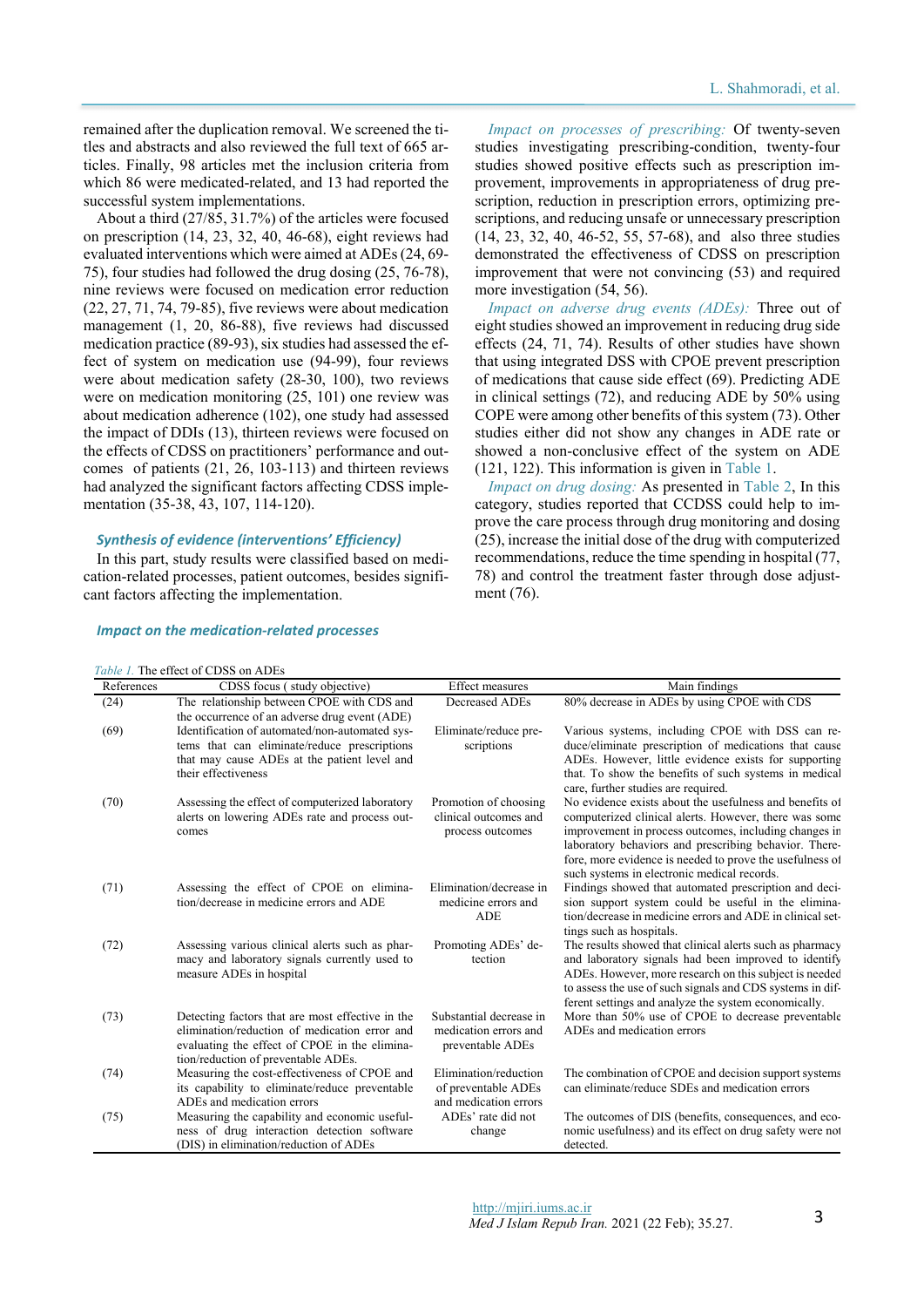remained after the duplication removal. We screened the titles and abstracts and also reviewed the full text of 665 articles. Finally, 98 articles met the inclusion criteria from which 86 were medicated-related, and 13 had reported the successful system implementations.

About a third (27/85, 31.7%) of the articles were focused on prescription (14, 23, 32, 40, 46-68), eight reviews had evaluated interventions which were aimed at ADEs (24, 69-75), four studies had followed the drug dosing (25, 76-78), nine reviews were focused on medication error reduction (22, 27, 71, 74, 79-85), five reviews were about medication management (1, 20, 86-88), five reviews had discussed medication practice (89-93), six studies had assessed the effect of system on medication use (94-99), four reviews were about medication safety (28-30, 100), two reviews were on medication monitoring (25, 101) one review was about medication adherence (102), one study had assessed the impact of DDIs (13), thirteen reviews were focused on the effects of CDSS on practitioners' performance and outcomes of patients (21, 26, 103-113) and thirteen reviews had analyzed the significant factors affecting CDSS implementation (35-38, 43, 107, 114-120).

### *Synthesis of evidence (interventions' Efficiency)*

In this part, study results were classified based on medication-related processes, patient outcomes, besides significant factors affecting the implementation.

### *Impact on the medication-related processes*

*Impact on processes of prescribing:* Of twenty-seven studies investigating prescribing-condition, twenty-four studies showed positive effects such as prescription improvement, improvements in appropriateness of drug prescription, reduction in prescription errors, optimizing prescriptions, and reducing unsafe or unnecessary prescription (14, 23, 32, 40, 46-52, 55, 57-68), and also three studies demonstrated the effectiveness of CDSS on prescription improvement that were not convincing (53) and required more investigation (54, 56).

*Impact on adverse drug events (ADEs):* Three out of eight studies showed an improvement in reducing drug side effects (24, 71, 74). Results of other studies have shown that using integrated DSS with CPOE prevent prescription of medications that cause side effect (69). Predicting ADE in clinical settings (72), and reducing ADE by 50% using COPE were among other benefits of this system (73). Other studies either did not show any changes in ADE rate or showed a non-conclusive effect of the system on ADE (121, 122). This information is given in Table 1.

*Impact on drug dosing:* As presented in Table 2, In this category, studies reported that CCDSS could help to improve the care process through drug monitoring and dosing (25), increase the initial dose of the drug with computerized recommendations, reduce the time spending in hospital (77, 78) and control the treatment faster through dose adjustment (76).

*Table 1.* The effect of CDSS on ADEs

| References | CDSS focus ( study objective) | Effect measures | Main findings |
|---|---|---|---|
| (24) | The relationship between CPOE with CDS and the occurrence of an adverse drug event (ADE) | Decreased ADEs | 80% decrease in ADEs by using CPOE with CDS |
| (69) | Identification of automated/non-automated systems that can eliminate/reduce prescriptions that may cause ADEs at the patient level and their effectiveness | Eliminate/reduce prescriptions | Various systems, including CPOE with DSS can reduce/eliminate prescription of medications that cause ADEs. However, little evidence exists for supporting that. To show the benefits of such systems in medical care, further studies are required. |
| (70) | Assessing the effect of computerized laboratory alerts on lowering ADEs rate and process outcomes | Promotion of choosing clinical outcomes and process outcomes | No evidence exists about the usefulness and benefits of computerized clinical alerts. However, there was some improvement in process outcomes, including changes in laboratory behaviors and prescribing behavior. Therefore, more evidence is needed to prove the usefulness of such systems in electronic medical records. |
| (71) | Assessing the effect of CPOE on elimination/decrease in medicine errors and ADE | Elimination/decrease in medicine errors and ADE | Findings showed that automated prescription and decision support system could be useful in the elimination/decrease in medicine errors and ADE in clinical settings such as hospitals. |
| (72) | Assessing various clinical alerts such as pharmacy and laboratory signals currently used to measure ADEs in hospital | Promoting ADEs' detection | The results showed that clinical alerts such as pharmacy and laboratory signals had been improved to identify ADEs. However, more research on this subject is needed to assess the use of such signals and CDS systems in different settings and analyze the system economically. |
| (73) | Detecting factors that are most effective in the elimination/reduction of medication error and evaluating the effect of CPOE in the elimination/reduction of preventable ADEs. | Substantial decrease in medication errors and preventable ADEs | More than 50% use of CPOE to decrease preventable ADEs and medication errors |
| (74) | Measuring the cost-effectiveness of CPOE and its capability to eliminate/reduce preventable ADEs and medication errors | Elimination/reduction of preventable ADEs and medication errors | The combination of CPOE and decision support systems can eliminate/reduce SDEs and medication errors |
| (75) | Measuring the capability and economic usefulness of drug interaction detection software (DIS) in elimination/reduction of ADEs | ADEs' rate did not change | The outcomes of DIS (benefits, consequences, and economic usefulness) and its effect on drug safety were not detected. |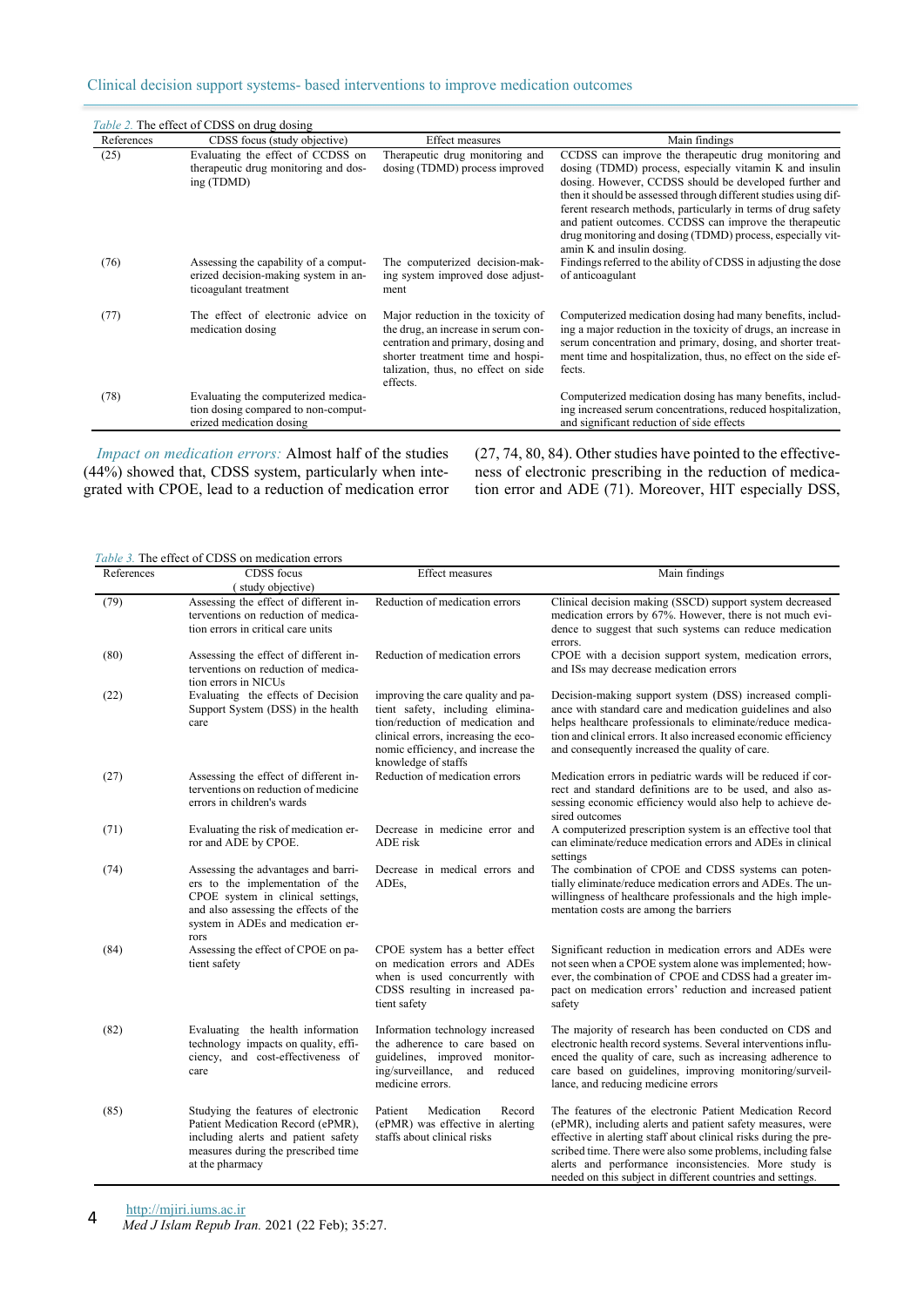*Table 2.* The effect of CDSS on drug dosing

| References | CDSS focus (study objective) | Effect measures | Main findings |
|---|---|---|---|
| (25) | Evaluating the effect of CCDSS on therapeutic drug monitoring and dosing (TDMD) | Therapeutic drug monitoring and dosing (TDMD) process improved | CCDSS can improve the therapeutic drug monitoring and dosing (TDMD) process, especially vitamin K and insulin dosing. However, CCDSS should be developed further and then it should be assessed through different studies using different research methods, particularly in terms of drug safety and patient outcomes. CCDSS can improve the therapeutic drug monitoring and dosing (TDMD) process, especially vitamin K and insulin dosing. |
| (76) | Assessing the capability of a computerized decision-making system in anticoagulant treatment | The computerized decision-making system improved dose adjustment | Findings referred to the ability of CDSS in adjusting the dose of anticoagulant |
| (77) | The effect of electronic advice on medication dosing | Major reduction in the toxicity of the drug, an increase in serum concentration and primary, dosing and shorter treatment time and hospitalization, thus, no effect on side effects. | Computerized medication dosing had many benefits, including a major reduction in the toxicity of drugs, an increase in serum concentration and primary, dosing, and shorter treatment time and hospitalization, thus, no effect on the side effects. |
| (78) | Evaluating the computerized medication dosing compared to non-computerized medication dosing | | Computerized medication dosing has many benefits, including increased serum concentrations, reduced hospitalization, and significant reduction of side effects |

*Impact on medication errors:* Almost half of the studies (44%) showed that, CDSS system, particularly when integrated with CPOE, lead to a reduction of medication error (27, 74, 80, 84). Other studies have pointed to the effectiveness of electronic prescribing in the reduction of medication error and ADE (71). Moreover, HIT especially DSS,

*Table 3.* The effect of CDSS on medication errors

| References | CDSS focus (study objective) | Effect measures | Main findings |
|---|---|---|---|
| (79) | Assessing the effect of different interventions on reduction of medication errors in critical care units | Reduction of medication errors | Clinical decision making (SSCD) support system decreased medication errors by 67%. However, there is not much evidence to suggest that such systems can reduce medication errors. |
| (80) | Assessing the effect of different interventions on reduction of medication errors in NICUs | Reduction of medication errors | CPOE with a decision support system, medication errors, and ISs may decrease medication errors |
| (22) | Evaluating the effects of Decision Support System (DSS) in the health care | improving the care quality and patient safety, including elimination/reduction of medication and clinical errors, increasing the economic efficiency, and increase the knowledge of staffs | Decision-making support system (DSS) increased compliance with standard care and medication guidelines and also helps healthcare professionals to eliminate/reduce medication and clinical errors. It also increased economic efficiency and consequently increased the quality of care. |
| (27) | Assessing the effect of different interventions on reduction of medicine errors in children's wards | Reduction of medication errors | Medication errors in pediatric wards will be reduced if correct and standard definitions are to be used, and also assessing economic efficiency would also help to achieve desired outcomes |
| (71) | Evaluating the risk of medication error and ADE by CPOE. | Decrease in medicine error and ADE risk | A computerized prescription system is an effective tool that can eliminate/reduce medication errors and ADEs in clinical settings |
| (74) | Assessing the advantages and barriers to the implementation of the CPOE system in clinical settings, and also assessing the effects of the system in ADEs and medication errors | Decrease in medical errors and ADEs, | The combination of CPOE and CDSS systems can potentially eliminate/reduce medication errors and ADEs. The unwillingness of healthcare professionals and the high implementation costs are among the barriers |
| (84) | Assessing the effect of CPOE on patient safety | CPOE system has a better effect on medication errors and ADEs when is used concurrently with CDSS resulting in increased patient safety | Significant reduction in medication errors and ADEs were not seen when a CPOE system alone was implemented; however, the combination of CPOE and CDSS had a greater impact on medication errors' reduction and increased patient safety |
| (82) | Evaluating the health information technology impacts on quality, efficiency, and cost-effectiveness of care | Information technology increased the adherence to care based on guidelines, improved monitoring/surveillance, and reduced medicine errors. | The majority of research has been conducted on CDS and electronic health record systems. Several interventions influenced the quality of care, such as increasing adherence to care based on guidelines, improving monitoring/surveillance, and reducing medicine errors |
| (85) | Studying the features of electronic Patient Medication Record (ePMR), including alerts and patient safety measures during the prescribed time at the pharmacy | Patient Medication Record (ePMR) was effective in alerting staffs about clinical risks | The features of the electronic Patient Medication Record (ePMR), including alerts and patient safety measures, were effective in alerting staff about clinical risks during the prescribed time. There were also some problems, including false alerts and performance inconsistencies. More study is needed on this subject in different countries and settings. |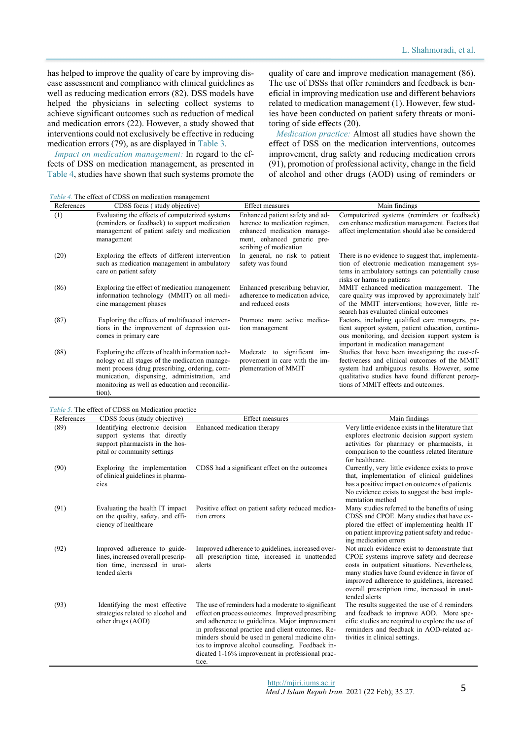has helped to improve the quality of care by improving disease assessment and compliance with clinical guidelines as well as reducing medication errors (82). DSS models have helped the physicians in selecting collect systems to achieve significant outcomes such as reduction of medical and medication errors (22). However, a study showed that interventions could not exclusively be effective in reducing medication errors (79), as are displayed in Table 3.

*Impact on medication management:* In regard to the effects of DSS on medication management, as presented in Table 4, studies have shown that such systems promote the quality of care and improve medication management (86). The use of DSSs that offer reminders and feedback is beneficial in improving medication use and different behaviors related to medication management (1). However, few studies have been conducted on patient safety threats or monitoring of side effects (20).

*Medication practice:* Almost all studies have shown the effect of DSS on the medication interventions, outcomes improvement, drug safety and reducing medication errors (91), promotion of professional activity, change in the field of alcohol and other drugs (AOD) using of reminders or

*Table 4.* The effect of CDSS on medication management

| References | CDSS focus ( study objective) | Effect measures | Main findings |
|---|---|---|---|
| (1) | Evaluating the effects of computerized systems (reminders or feedback) to support medication management of patient safety and medication management | Enhanced patient safety and adherence to medication regimen, enhanced medication management, enhanced generic prescribing of medication | Computerized systems (reminders or feedback) can enhance medication management. Factors that affect implementation should also be considered |
| (20) | Exploring the effects of different intervention such as medication management in ambulatory care on patient safety | In general, no risk to patient safety was found | There is no evidence to suggest that, implementation of electronic medication management systems in ambulatory settings can potentially cause risks or harms to patients |
| (86) | Exploring the effect of medication management information technology (MMIT) on all medicine management phases | Enhanced prescribing behavior, adherence to medication advice, and reduced costs | MMIT enhanced medication management. The care quality was improved by approximately half of the MMIT interventions; however, little research has evaluated clinical outcomes |
| (87) | Exploring the effects of multifaceted interventions in the improvement of depression outcomes in primary care | Promote more active medication management | Factors, including qualified care managers, patient support system, patient education, continuous monitoring, and decision support system is important in medication management |
| (88) | Exploring the effects of health information technology on all stages of the medication management process (drug prescribing, ordering, communication, dispensing, administration, and monitoring as well as education and reconciliation). | Moderate to significant improvement in care with the implementation of MMIT | Studies that have been investigating the cost-effectiveness and clinical outcomes of the MMIT system had ambiguous results. However, some qualitative studies have found different perceptions of MMIT effects and outcomes. |

*Table 5.* The effect of CDSS on Medication practice

| References | CDSS focus (study objective) | Effect measures | Main findings |
|---|---|---|---|
| (89) | Identifying electronic decision support systems that directly support pharmacists in the hospital or community settings | Enhanced medication therapy | Very little evidence exists in the literature that explores electronic decision support system activities for pharmacy or pharmacists, in comparison to the countless related literature for healthcare. |
| (90) | Exploring the implementation of clinical guidelines in pharmacies | CDSS had a significant effect on the outcomes | Currently, very little evidence exists to prove that, implementation of clinical guidelines has a positive impact on outcomes of patients. No evidence exists to suggest the best implementation method |
| (91) | Evaluating the health IT impact on the quality, safety, and efficiency of healthcare | Positive effect on patient safety reduced medication errors | Many studies referred to the benefits of using CDSS and CPOE. Many studies that have explored the effect of implementing health IT on patient improving patient safety and reducing medication errors |
| (92) | Improved adherence to guidelines, increased overall prescription time, increased in unattended alerts | Improved adherence to guidelines, increased overall prescription time, increased in unattended alerts | Not much evidence exist to demonstrate that CPOE systems improve safety and decrease costs in outpatient situations. Nevertheless, many studies have found evidence in favor of improved adherence to guidelines, increased overall prescription time, increased in unattended alerts |
| (93) | Identifying the most effective strategies related to alcohol and other drugs (AOD) | The use of reminders had a moderate to significant effect on process outcomes. Improved prescribing and adherence to guidelines. Major improvement in professional practice and client outcomes. Reminders should be used in general medicine clinics to improve alcohol counseling. Feedback indicated 1-16% improvement in professional practice. | The results suggested the use of d reminders and feedback to improve AOD. More specific studies are required to explore the use of reminders and feedback in AOD-related activities in clinical settings. |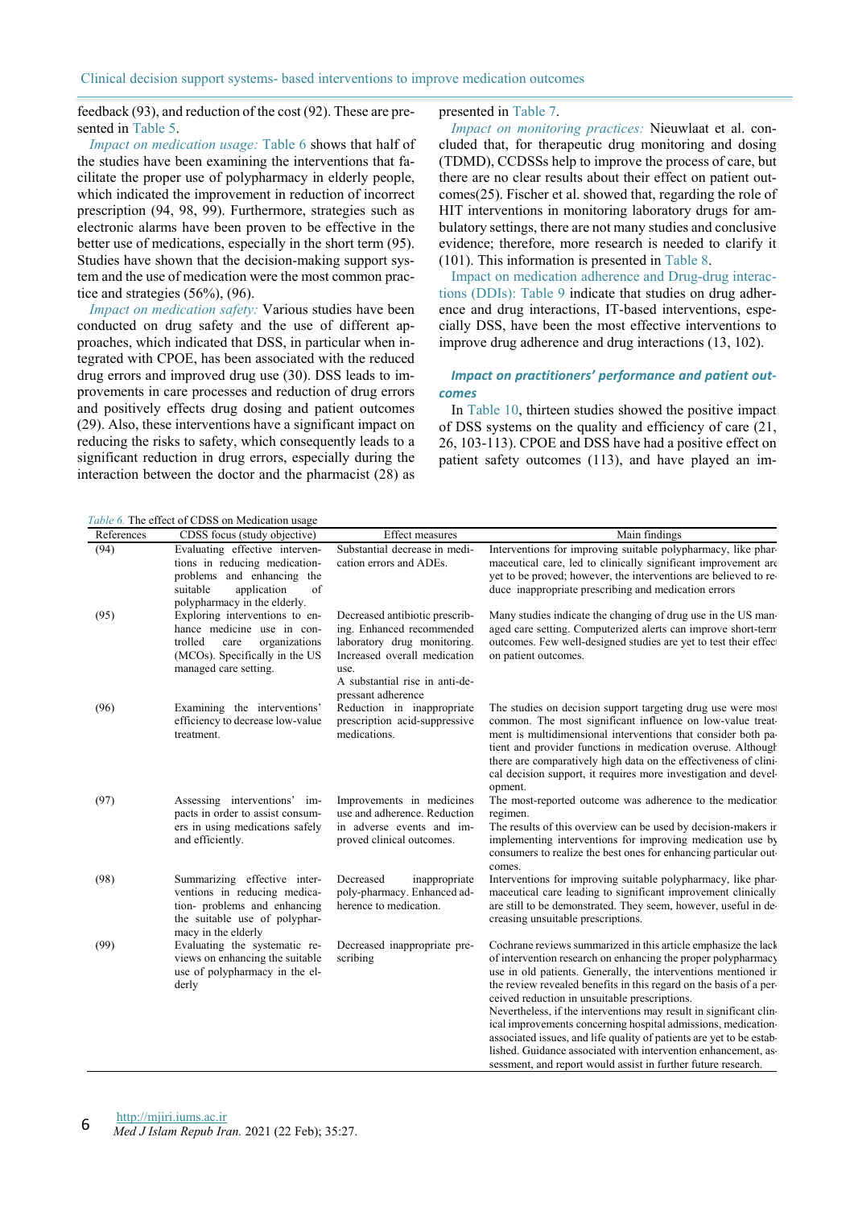feedback (93), and reduction of the cost (92). These are presented in Table 5.

*Impact on medication usage:* Table 6 shows that half of the studies have been examining the interventions that facilitate the proper use of polypharmacy in elderly people, which indicated the improvement in reduction of incorrect prescription (94, 98, 99). Furthermore, strategies such as electronic alarms have been proven to be effective in the better use of medications, especially in the short term (95). Studies have shown that the decision-making support system and the use of medication were the most common practice and strategies (56%), (96).

*Impact on medication safety:* Various studies have been conducted on drug safety and the use of different approaches, which indicated that DSS, in particular when integrated with CPOE, has been associated with the reduced drug errors and improved drug use (30). DSS leads to improvements in care processes and reduction of drug errors and positively effects drug dosing and patient outcomes (29). Also, these interventions have a significant impact on reducing the risks to safety, which consequently leads to a significant reduction in drug errors, especially during the interaction between the doctor and the pharmacist (28) as presented in Table 7.

*Impact on monitoring practices:* Nieuwlaat et al. concluded that, for therapeutic drug monitoring and dosing (TDMD), CCDSSs help to improve the process of care, but there are no clear results about their effect on patient outcomes(25). Fischer et al. showed that, regarding the role of HIT interventions in monitoring laboratory drugs for ambulatory settings, there are not many studies and conclusive evidence; therefore, more research is needed to clarify it (101). This information is presented in Table 8.

Impact on medication adherence and Drug-drug interactions (DDIs): Table 9 indicate that studies on drug adherence and drug interactions, IT-based interventions, especially DSS, have been the most effective interventions to improve drug adherence and drug interactions (13, 102).

### *Impact on practitioners' performance and patient outcomes*

In Table 10, thirteen studies showed the positive impact of DSS systems on the quality and efficiency of care (21, 26, 103-113). CPOE and DSS have had a positive effect on patient safety outcomes (113), and have played an im-

*Table 6.* The effect of CDSS on Medication usage

| References | CDSS focus (study objective) | Effect measures | Main findings |
|---|---|---|---|
| (94) | Evaluating effective interventions in reducing medication-problems and enhancing the suitable application of polypharmacy in the elderly. | Substantial decrease in medication errors and ADEs. | Interventions for improving suitable polypharmacy, like pharmaceutical care, led to clinically significant improvement are yet to be proved; however, the interventions are believed to reduce inappropriate prescribing and medication errors |
| (95) | Exploring interventions to enhance medicine use in controlled care organizations (MCOs). Specifically in the US managed care setting. | Decreased antibiotic prescribing. Enhanced recommended laboratory drug monitoring. Increased overall medication use. A substantial rise in anti-depressant adherence | Many studies indicate the changing of drug use in the US managed care setting. Computerized alerts can improve short-term outcomes. Few well-designed studies are yet to test their effect on patient outcomes. |
| (96) | Examining the interventions' efficiency to decrease low-value treatment. | Reduction in inappropriate prescription acid-suppressive medications. | The studies on decision support targeting drug use were most common. The most significant influence on low-value treatment is multidimensional interventions that consider both patient and provider functions in medication overuse. Although there are comparatively high data on the effectiveness of clinical decision support, it requires more investigation and development. |
| (97) | Assessing interventions' impacts in order to assist consumers in using medications safely and efficiently. | Improvements in medicines use and adherence. Reduction in adverse events and improved clinical outcomes. | The most-reported outcome was adherence to the medication regimen. The results of this overview can be used by decision-makers in implementing interventions for improving medication use by consumers to realize the best ones for enhancing particular outcomes. |
| (98) | Summarizing effective interventions in reducing medication- problems and enhancing the suitable use of polypharmacy in the elderly | Decreased inappropriate poly-pharmacy. Enhanced adherence to medication. | Interventions for improving suitable polypharmacy, like pharmaceutical care leading to significant improvement clinically are still to be demonstrated. They seem, however, useful in decreasing unsuitable prescriptions. |
| (99) | Evaluating the systematic reviews on enhancing the suitable use of polypharmacy in the elderly | Decreased inappropriate prescribing | Cochrane reviews summarized in this article emphasize the lack of intervention research on enhancing the proper polypharmacy use in old patients. Generally, the interventions mentioned in the review revealed benefits in this regard on the basis of a perceived reduction in unsuitable prescriptions. Nevertheless, if the interventions may result in significant clinical improvements concerning hospital admissions, medication-associated issues, and life quality of patients are yet to be established. Guidance associated with intervention enhancement, assessment, and report would assist in further future research. |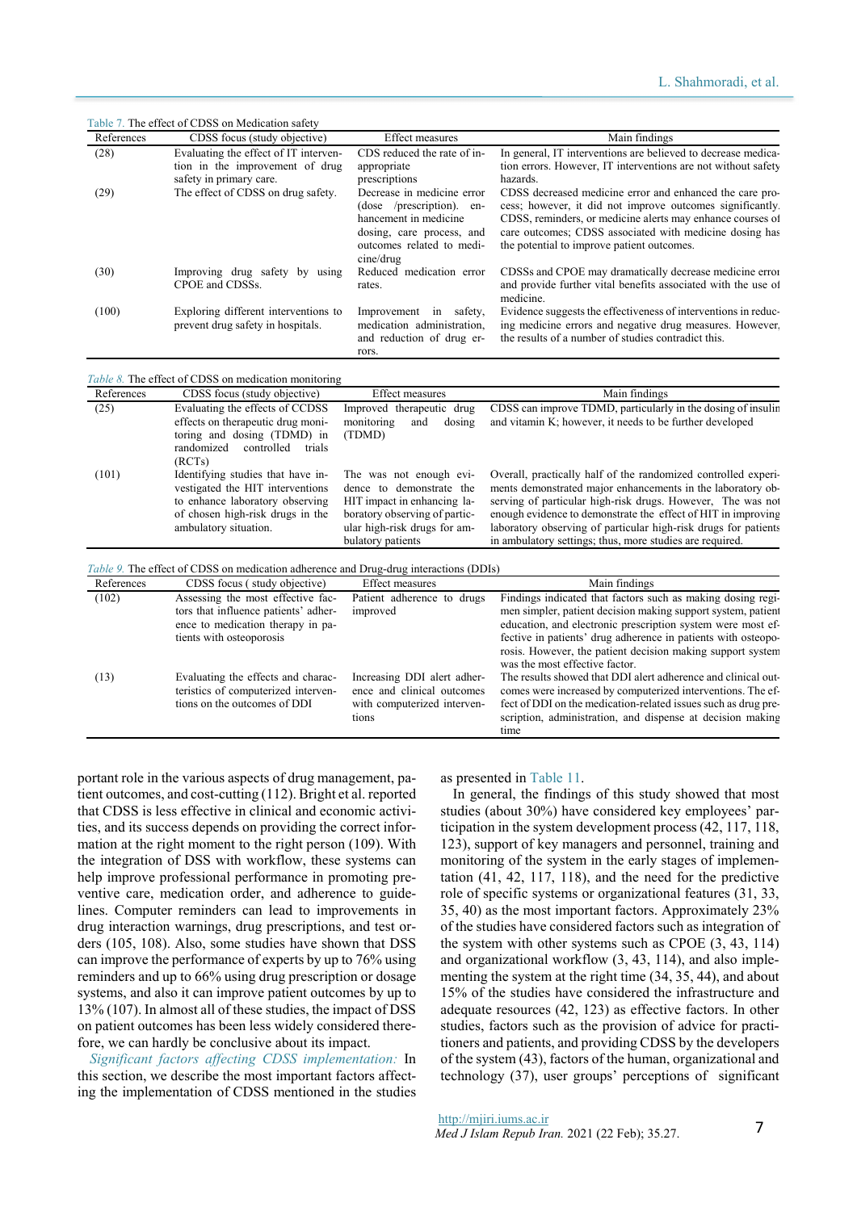Table 7. The effect of CDSS on Medication safety

| References | CDSS focus (study objective) | Effect measures | Main findings |
|---|---|---|---|
| (28) | Evaluating the effect of IT intervention in the improvement of drug safety in primary care. | CDS reduced the rate of inappropriate prescriptions | In general, IT interventions are believed to decrease medication errors. However, IT interventions are not without safety hazards. |
| (29) | The effect of CDSS on drug safety. | Decrease in medicine error (dose /prescription). enhancement in medicine dosing, care process, and outcomes related to medicine/drug | CDSS decreased medicine error and enhanced the care process; however, it did not improve outcomes significantly. CDSS, reminders, or medicine alerts may enhance courses of care outcomes; CDSS associated with medicine dosing has the potential to improve patient outcomes. |
| (30) | Improving drug safety by using CPOE and CDSSs. | Reduced medication error rates. | CDSSs and CPOE may dramatically decrease medicine error and provide further vital benefits associated with the use of medicine. |
| (100) | Exploring different interventions to prevent drug safety in hospitals. | Improvement in safety, medication administration, and reduction of drug errors. | Evidence suggests the effectiveness of interventions in reducing medicine errors and negative drug measures. However, the results of a number of studies contradict this. |

Table 8. The effect of CDSS on medication monitoring

| References | CDSS focus (study objective) | Effect measures | Main findings |
|---|---|---|---|
| (25) | Evaluating the effects of CCDSS effects on therapeutic drug monitoring and dosing (TDMD) in randomized controlled trials (RCTs) | Improved therapeutic drug monitoring and dosing (TDMD) | CDSS can improve TDMD, particularly in the dosing of insulin and vitamin K; however, it needs to be further developed |
| (101) | Identifying studies that have investigated the HIT interventions to enhance laboratory observing of chosen high-risk drugs in the ambulatory situation. | The was not enough evidence to demonstrate the HIT impact in enhancing laboratory observing of particular high-risk drugs for ambulatory patients | Overall, practically half of the randomized controlled experiments demonstrated major enhancements in the laboratory observing of particular high-risk drugs. However, The was not enough evidence to demonstrate the effect of HIT in improving laboratory observing of particular high-risk drugs for patients in ambulatory settings; thus, more studies are required. |

Table 9. The effect of CDSS on medication adherence and Drug-drug interactions (DDIs)

| References | CDSS focus ( study objective) | Effect measures | Main findings |
|---|---|---|---|
| (102) | Assessing the most effective factors that influence patients' adherence to medication therapy in patients with osteoporosis | Patient adherence to drugs improved | Findings indicated that factors such as making dosing regimen simpler, patient decision making support system, patient education, and electronic prescription system were most effective in patients' drug adherence in patients with osteoporosis. However, the patient decision making support system was the most effective factor. |
| (13) | Evaluating the effects and characteristics of computerized interventions on the outcomes of DDI | Increasing DDI alert adherence and clinical outcomes with computerized interventions | The results showed that DDI alert adherence and clinical outcomes were increased by computerized interventions. The effect of DDI on the medication-related issues such as drug prescription, administration, and dispense at decision making time |

portant role in the various aspects of drug management, patient outcomes, and cost-cutting (112). Bright et al. reported that CDSS is less effective in clinical and economic activities, and its success depends on providing the correct information at the right moment to the right person (109). With the integration of DSS with workflow, these systems can help improve professional performance in promoting preventive care, medication order, and adherence to guidelines. Computer reminders can lead to improvements in drug interaction warnings, drug prescriptions, and test orders (105, 108). Also, some studies have shown that DSS can improve the performance of experts by up to 76% using reminders and up to 66% using drug prescription or dosage systems, and also it can improve patient outcomes by up to 13% (107). In almost all of these studies, the impact of DSS on patient outcomes has been less widely considered therefore, we can hardly be conclusive about its impact.

*Significant factors affecting CDSS implementation:* In this section, we describe the most important factors affecting the implementation of CDSS mentioned in the studies as presented in Table 11.

In general, the findings of this study showed that most studies (about 30%) have considered key employees' participation in the system development process (42, 117, 118, 123), support of key managers and personnel, training and monitoring of the system in the early stages of implementation (41, 42, 117, 118), and the need for the predictive role of specific systems or organizational features (31, 33, 35, 40) as the most important factors. Approximately 23% of the studies have considered factors such as integration of the system with other systems such as CPOE (3, 43, 114) and organizational workflow (3, 43, 114), and also implementing the system at the right time (34, 35, 44), and about 15% of the studies have considered the infrastructure and adequate resources (42, 123) as effective factors. In other studies, factors such as the provision of advice for practitioners and patients, and providing CDSS by the developers of the system (43), factors of the human, organizational and technology (37), user groups' perceptions of significant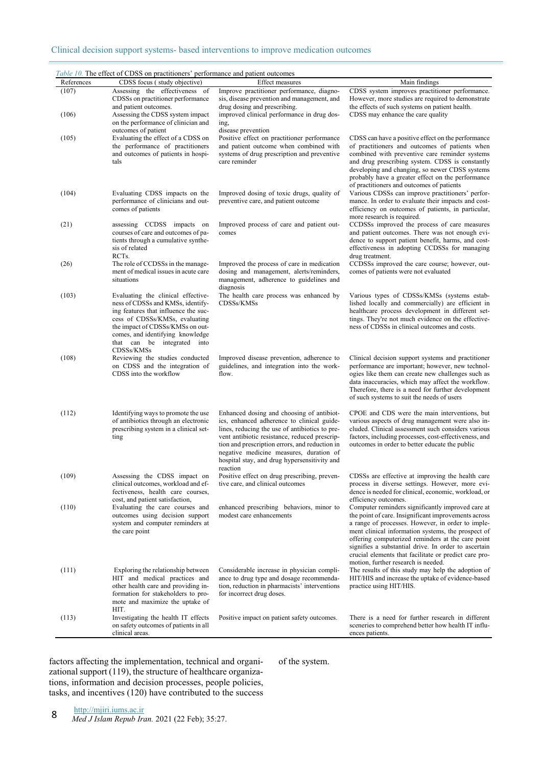*Table 10.* The effect of CDSS on practitioners' performance and patient outcomes

| References | CDSS focus ( study objective) | Effect measures | Main findings |
|---|---|---|---|
| (107) | Assessing the effectiveness of CDSSs on practitioner performance and patient outcomes. | Improve practitioner performance, diagnosis, disease prevention and management, and drug dosing and prescribing. | CDSS system improves practitioner performance. However, more studies are required to demonstrate the effects of such systems on patient health. |
| (106) | Assessing the CDSS system impact on the performance of clinician and outcomes of patient | improved clinical performance in drug dosing, disease prevention | CDSS may enhance the care quality |
| (105) | Evaluating the effect of a CDSS on the performance of practitioners and outcomes of patients in hospitals | Positive effect on practitioner performance and patient outcome when combined with systems of drug prescription and preventive care reminder | CDSS can have a positive effect on the performance of practitioners and outcomes of patients when combined with preventive care reminder systems and drug prescribing system. CDSS is constantly developing and changing, so newer CDSS systems probably have a greater effect on the performance of practitioners and outcomes of patients |
| (104) | Evaluating CDSS impacts on the performance of clinicians and outcomes of patients | Improved dosing of toxic drugs, quality of preventive care, and patient outcome | Various CDSSs can improve practitioners' performance. In order to evaluate their impacts and cost-efficiency on outcomes of patients, in particular, more research is required. |
| (21) | assessing CCDSS impacts on courses of care and outcomes of patients through a cumulative synthesis of related RCTs. | Improved process of care and patient outcomes | CCDSSs improved the process of care measures and patient outcomes. There was not enough evidence to support patient benefit, harms, and cost-effectiveness in adopting CCDSSs for managing drug treatment. |
| (26) | The role of CCDSSs in the management of medical issues in acute care situations | Improved the process of care in medication dosing and management, alerts/reminders, management, adherence to guidelines and diagnosis | CCDSSs improved the care course; however, outcomes of patients were not evaluated |
| (103) | Evaluating the clinical effectiveness of CDSSs and KMSs, identifying features that influence the success of CDSSs/KMSs, evaluating the impact of CDSSs/KMSs on outcomes, and identifying knowledge that can be integrated into CDSSs/KMSs | The health care process was enhanced by CDSSs/KMSs | Various types of CDSSs/KMSs (systems established locally and commercially) are efficient in healthcare process development in different settings. They're not much evidence on the effectiveness of CDSSs in clinical outcomes and costs. |
| (108) | Reviewing the studies conducted on CDSS and the integration of CDSS into the workflow | Improved disease prevention, adherence to guidelines, and integration into the workflow. | Clinical decision support systems and practitioner performance are important; however, new technologies like them can create new challenges such as data inaccuracies, which may affect the workflow. Therefore, there is a need for further development of such systems to suit the needs of users |
| (112) | Identifying ways to promote the use of antibiotics through an electronic prescribing system in a clinical setting | Enhanced dosing and choosing of antibiotics, enhanced adherence to clinical guidelines, reducing the use of antibiotics to prevent antibiotic resistance, reduced prescription and prescription errors, and reduction in negative medicine measures, duration of hospital stay, and drug hypersensitivity and reaction | CPOE and CDS were the main interventions, but various aspects of drug management were also included. Clinical assessment such considers various factors, including processes, cost-effectiveness, and outcomes in order to better educate the public |
| (109) | Assessing the CDSS impact on clinical outcomes, workload and effectiveness, health care courses, cost, and patient satisfaction, | Positive effect on drug prescribing, preventive care, and clinical outcomes | CDSSs are effective at improving the health care process in diverse settings. However, more evidence is needed for clinical, economic, workload, or efficiency outcomes. |
| (110) | Evaluating the care courses and outcomes using decision support system and computer reminders at the care point | enhanced prescribing behaviors, minor to modest care enhancements | Computer reminders significantly improved care at the point of care. Insignificant improvements across a range of processes. However, in order to implement clinical information systems, the prospect of offering computerized reminders at the care point signifies a substantial drive. In order to ascertain crucial elements that facilitate or predict care promotion, further research is needed. |
| (111) | Exploring the relationship between HIT and medical practices and other health care and providing information for stakeholders to promote and maximize the uptake of HIT. | Considerable increase in physician compliance to drug type and dosage recommendation, reduction in pharmacists' interventions for incorrect drug doses. | The results of this study may help the adoption of HIT/HIS and increase the uptake of evidence-based practice using HIT/HIS. |
| (113) | Investigating the health IT effects on safety outcomes of patients in all clinical areas. | Positive impact on patient safety outcomes. | There is a need for further research in different sceneries to comprehend better how health IT influences patients. |

factors affecting the implementation, technical and organizational support (119), the structure of healthcare organizations, information and decision processes, people policies, tasks, and incentives (120) have contributed to the success of the system.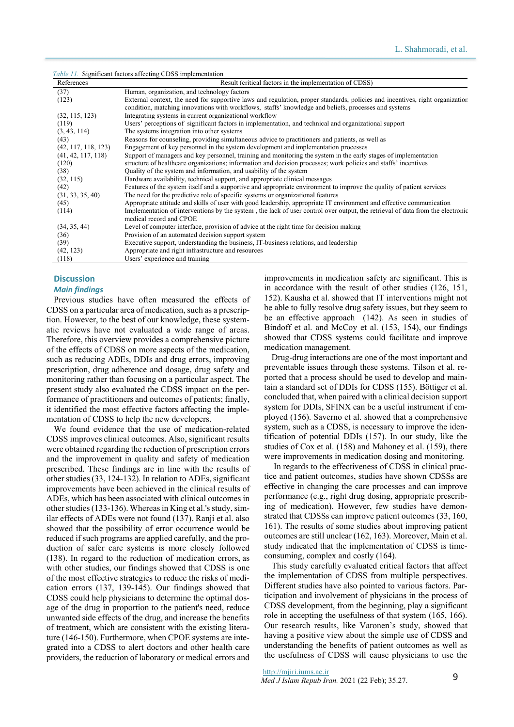*Table 11.* Significant factors affecting CDSS implementation

| References | Result (critical factors in the implementation of CDSS) |
|---|---|
| (37) | Human, organization, and technology factors |
| (123) | External context, the need for supportive laws and regulation, proper standards, policies and incentives, right organization condition, matching innovations with workflows, staffs' knowledge and beliefs, processes and systems |
| (32, 115, 123) | Integrating systems in current organizational workflow |
| (119) | Users' perceptions of significant factors in implementation, and technical and organizational support |
| (3, 43, 114) | The systems integration into other systems |
| (43) | Reasons for counseling, providing simultaneous advice to practitioners and patients, as well as |
| (42, 117, 118, 123) | Engagement of key personnel in the system development and implementation processes |
| (41, 42, 117, 118) | Support of managers and key personnel, training and monitoring the system in the early stages of implementation |
| (120) | structure of healthcare organizations; information and decision processes; work policies and staffs' incentives |
| (38) | Quality of the system and information, and usability of the system |
| (32, 115) | Hardware availability, technical support, and appropriate clinical messages |
| (42) | Features of the system itself and a supportive and appropriate environment to improve the quality of patient services |
| (31, 33, 35, 40) | The need for the predictive role of specific systems or organizational features |
| (45) | Appropriate attitude and skills of user with good leadership, appropriate IT environment and effective communication |
| (114) | Implementation of interventions by the system , the lack of user control over output, the retrieval of data from the electronic medical record and CPOE |
| (34, 35, 44) | Level of computer interface, provision of advice at the right time for decision making |
| (36) | Provision of an automated decision support system |
| (39) | Executive support, understanding the business, IT-business relations, and leadership |
| (42, 123) | Appropriate and right infrastructure and resources |
| (118) | Users' experience and training |

## Discussion

### *Main findings*

Previous studies have often measured the effects of CDSS on a particular area of medication, such as a prescription. However, to the best of our knowledge, these systematic reviews have not evaluated a wide range of areas. Therefore, this overview provides a comprehensive picture of the effects of CDSS on more aspects of the medication, such as reducing ADEs, DDIs and drug errors, improving prescription, drug adherence and dosage, drug safety and monitoring rather than focusing on a particular aspect. The present study also evaluated the CDSS impact on the performance of practitioners and outcomes of patients; finally, it identified the most effective factors affecting the implementation of CDSS to help the new developers.

We found evidence that the use of medication-related CDSS improves clinical outcomes. Also, significant results were obtained regarding the reduction of prescription errors and the improvement in quality and safety of medication prescribed. These findings are in line with the results of other studies (33, 124-132). In relation to ADEs, significant improvements have been achieved in the clinical results of ADEs, which has been associated with clinical outcomes in other studies (133-136). Whereas in King et al.'s study, similar effects of ADEs were not found (137). Ranji et al. also showed that the possibility of error occurrence would be reduced if such programs are applied carefully, and the production of safer care systems is more closely followed (138). In regard to the reduction of medication errors, as with other studies, our findings showed that CDSS is one of the most effective strategies to reduce the risks of medication errors (137, 139-145). Our findings showed that CDSS could help physicians to determine the optimal dosage of the drug in proportion to the patient's need, reduce unwanted side effects of the drug, and increase the benefits of treatment, which are consistent with the existing literature (146-150). Furthermore, when CPOE systems are integrated into a CDSS to alert doctors and other health care providers, the reduction of laboratory or medical errors and improvements in medication safety are significant. This is in accordance with the result of other studies (126, 151, 152). Kausha et al. showed that IT interventions might not be able to fully resolve drug safety issues, but they seem to be an effective approach (142). As seen in studies of Bindoff et al. and McCoy et al. (153, 154), our findings showed that CDSS systems could facilitate and improve medication management.

Drug-drug interactions are one of the most important and preventable issues through these systems. Tilson et al. reported that a process should be used to develop and maintain a standard set of DDIs for CDSS (155). Böttiger et al. concluded that, when paired with a clinical decision support system for DDIs, SFINX can be a useful instrument if employed (156). Saverno et al. showed that a comprehensive system, such as a CDSS, is necessary to improve the identification of potential DDIs (157). In our study, like the studies of Cox et al. (158) and Mahoney et al. (159), there were improvements in medication dosing and monitoring.

In regards to the effectiveness of CDSS in clinical practice and patient outcomes, studies have shown CDSSs are effective in changing the care processes and can improve performance (e.g., right drug dosing, appropriate prescribing of medication). However, few studies have demonstrated that CDSSs can improve patient outcomes (33, 160, 161). The results of some studies about improving patient outcomes are still unclear (162, 163). Moreover, Main et al. study indicated that the implementation of CDSS is time-consuming, complex and costly (164).

This study carefully evaluated critical factors that affect the implementation of CDSS from multiple perspectives. Different studies have also pointed to various factors. Participation and involvement of physicians in the process of CDSS development, from the beginning, play a significant role in accepting the usefulness of that system (165, 166). Our research results, like Varonen's study, showed that having a positive view about the simple use of CDSS and understanding the benefits of patient outcomes as well as the usefulness of CDSS will cause physicians to use the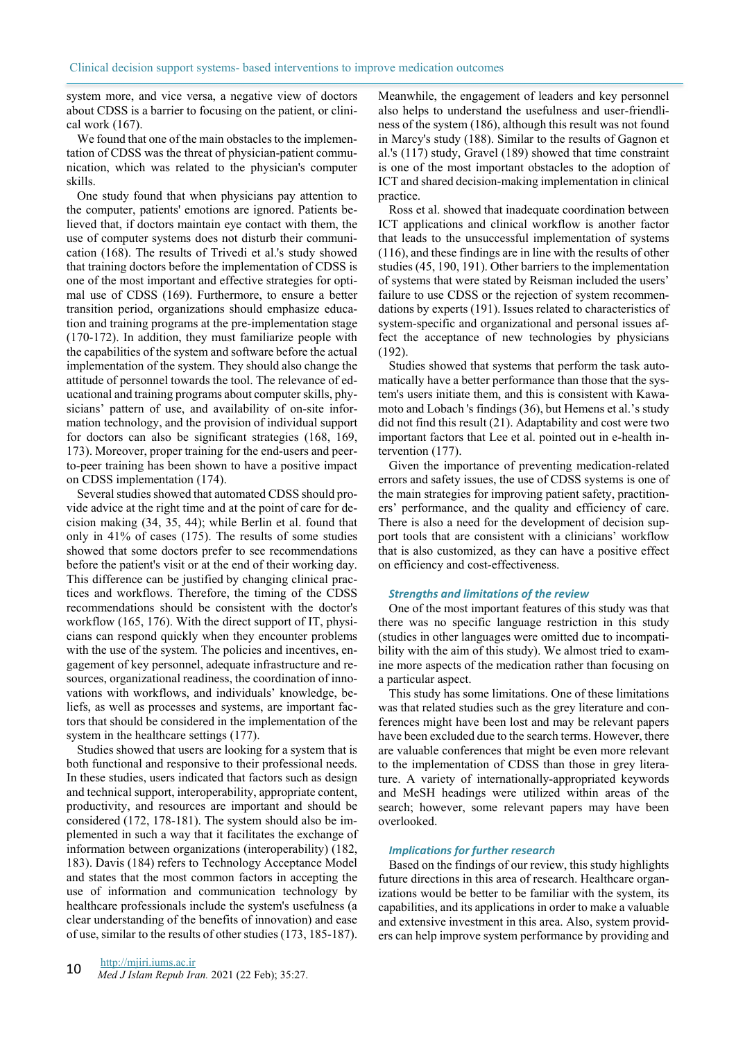system more, and vice versa, a negative view of doctors about CDSS is a barrier to focusing on the patient, or clinical work (167).

We found that one of the main obstacles to the implementation of CDSS was the threat of physician-patient communication, which was related to the physician's computer skills.

One study found that when physicians pay attention to the computer, patients' emotions are ignored. Patients believed that, if doctors maintain eye contact with them, the use of computer systems does not disturb their communication (168). The results of Trivedi et al.'s study showed that training doctors before the implementation of CDSS is one of the most important and effective strategies for optimal use of CDSS (169). Furthermore, to ensure a better transition period, organizations should emphasize education and training programs at the pre-implementation stage (170-172). In addition, they must familiarize people with the capabilities of the system and software before the actual implementation of the system. They should also change the attitude of personnel towards the tool. The relevance of educational and training programs about computer skills, physicians' pattern of use, and availability of on-site information technology, and the provision of individual support for doctors can also be significant strategies (168, 169, 173). Moreover, proper training for the end-users and peer-to-peer training has been shown to have a positive impact on CDSS implementation (174).

Several studies showed that automated CDSS should provide advice at the right time and at the point of care for decision making (34, 35, 44); while Berlin et al. found that only in 41% of cases (175). The results of some studies showed that some doctors prefer to see recommendations before the patient's visit or at the end of their working day. This difference can be justified by changing clinical practices and workflows. Therefore, the timing of the CDSS recommendations should be consistent with the doctor's workflow (165, 176). With the direct support of IT, physicians can respond quickly when they encounter problems with the use of the system. The policies and incentives, engagement of key personnel, adequate infrastructure and resources, organizational readiness, the coordination of innovations with workflows, and individuals' knowledge, beliefs, as well as processes and systems, are important factors that should be considered in the implementation of the system in the healthcare settings (177).

Studies showed that users are looking for a system that is both functional and responsive to their professional needs. In these studies, users indicated that factors such as design and technical support, interoperability, appropriate content, productivity, and resources are important and should be considered (172, 178-181). The system should also be implemented in such a way that it facilitates the exchange of information between organizations (interoperability) (182, 183). Davis (184) refers to Technology Acceptance Model and states that the most common factors in accepting the use of information and communication technology by healthcare professionals include the system's usefulness (a clear understanding of the benefits of innovation) and ease of use, similar to the results of other studies (173, 185-187). Meanwhile, the engagement of leaders and key personnel also helps to understand the usefulness and user-friendliness of the system (186), although this result was not found in Marcy's study (188). Similar to the results of Gagnon et al.'s (117) study, Gravel (189) showed that time constraint is one of the most important obstacles to the adoption of ICT and shared decision-making implementation in clinical practice.

Ross et al. showed that inadequate coordination between ICT applications and clinical workflow is another factor that leads to the unsuccessful implementation of systems (116), and these findings are in line with the results of other studies (45, 190, 191). Other barriers to the implementation of systems that were stated by Reisman included the users' failure to use CDSS or the rejection of system recommendations by experts (191). Issues related to characteristics of system-specific and organizational and personal issues affect the acceptance of new technologies by physicians (192).

Studies showed that systems that perform the task automatically have a better performance than those that the system's users initiate them, and this is consistent with Kawamoto and Lobach 's findings (36), but Hemens et al.'s study did not find this result (21). Adaptability and cost were two important factors that Lee et al. pointed out in e-health intervention (177).

Given the importance of preventing medication-related errors and safety issues, the use of CDSS systems is one of the main strategies for improving patient safety, practitioners' performance, and the quality and efficiency of care. There is also a need for the development of decision support tools that are consistent with a clinicians' workflow that is also customized, as they can have a positive effect on efficiency and cost-effectiveness.

### *Strengths and limitations of the review*

One of the most important features of this study was that there was no specific language restriction in this study (studies in other languages were omitted due to incompatibility with the aim of this study). We almost tried to examine more aspects of the medication rather than focusing on a particular aspect.

This study has some limitations. One of these limitations was that related studies such as the grey literature and conferences might have been lost and may be relevant papers have been excluded due to the search terms. However, there are valuable conferences that might be even more relevant to the implementation of CDSS than those in grey literature. A variety of internationally-appropriated keywords and MeSH headings were utilized within areas of the search; however, some relevant papers may have been overlooked.

### *Implications for further research*

Based on the findings of our review, this study highlights future directions in this area of research. Healthcare organizations would be better to be familiar with the system, its capabilities, and its applications in order to make a valuable and extensive investment in this area. Also, system providers can help improve system performance by providing and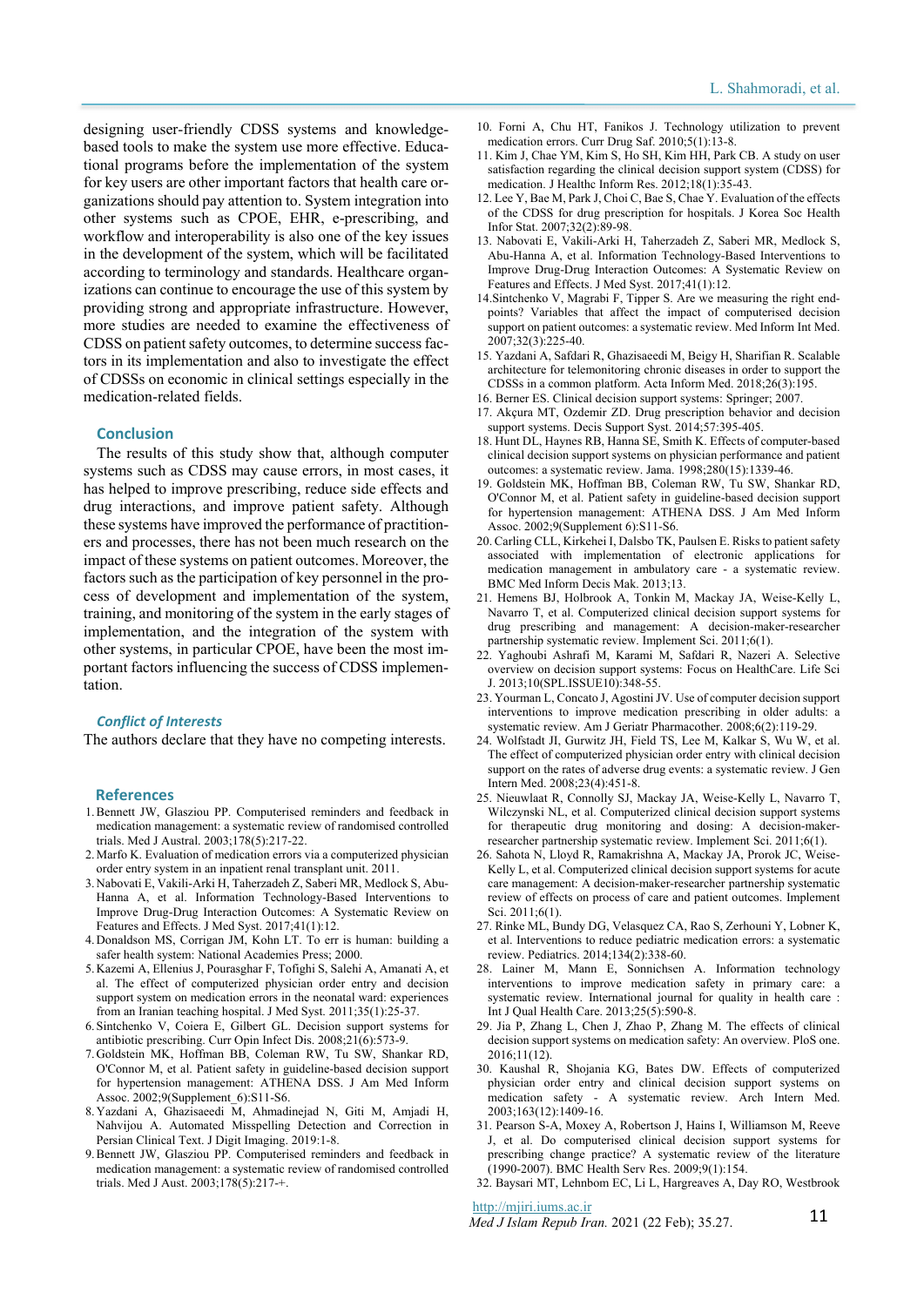designing user-friendly CDSS systems and knowledge-based tools to make the system use more effective. Educational programs before the implementation of the system for key users are other important factors that health care organizations should pay attention to. System integration into other systems such as CPOE, EHR, e-prescribing, and workflow and interoperability is also one of the key issues in the development of the system, which will be facilitated according to terminology and standards. Healthcare organizations can continue to encourage the use of this system by providing strong and appropriate infrastructure. However, more studies are needed to examine the effectiveness of CDSS on patient safety outcomes, to determine success factors in its implementation and also to investigate the effect of CDSSs on economic in clinical settings especially in the medication-related fields.

## Conclusion

The results of this study show that, although computer systems such as CDSS may cause errors, in most cases, it has helped to improve prescribing, reduce side effects and drug interactions, and improve patient safety. Although these systems have improved the performance of practitioners and processes, there has not been much research on the impact of these systems on patient outcomes. Moreover, the factors such as the participation of key personnel in the process of development and implementation of the system, training, and monitoring of the system in the early stages of implementation, and the integration of the system with other systems, in particular CPOE, have been the most important factors influencing the success of CDSS implementation.

### *Conflict of Interests*

The authors declare that they have no competing interests.

## References

1. Bennett JW, Glasziou PP. Computerised reminders and feedback in medication management: a systematic review of randomised controlled trials. Med J Austral. 2003;178(5):217-22.
2. Marfo K. Evaluation of medication errors via a computerized physician order entry system in an inpatient renal transplant unit. 2011.
3. Nabovati E, Vakili-Arki H, Taherzadeh Z, Saberi MR, Medlock S, Abu-Hanna A, et al. Information Technology-Based Interventions to Improve Drug-Drug Interaction Outcomes: A Systematic Review on Features and Effects. J Med Syst. 2017;41(1):12.
4. Donaldson MS, Corrigan JM, Kohn LT. To err is human: building a safer health system: National Academies Press; 2000.
5. Kazemi A, Ellenius J, Pourasghar F, Tofighi S, Salehi A, Amanati A, et al. The effect of computerized physician order entry and decision support system on medication errors in the neonatal ward: experiences from an Iranian teaching hospital. J Med Syst. 2011;35(1):25-37.
6. Sintchenko V, Coiera E, Gilbert GL. Decision support systems for antibiotic prescribing. Curr Opin Infect Dis. 2008;21(6):573-9.
7. Goldstein MK, Hoffman BB, Coleman RW, Tu SW, Shankar RD, O'Connor M, et al. Patient safety in guideline-based decision support for hypertension management: ATHENA DSS. J Am Med Inform Assoc. 2002;9(Supplement_6):S11-S6.
8. Yazdani A, Ghazisaeedi M, Ahmadinejad N, Giti M, Amjadi H, Nahvijou A. Automated Misspelling Detection and Correction in Persian Clinical Text. J Digit Imaging. 2019:1-8.
9. Bennett JW, Glasziou PP. Computerised reminders and feedback in medication management: a systematic review of randomised controlled trials. Med J Aust. 2003;178(5):217-+.
10. Forni A, Chu HT, Fanikos J. Technology utilization to prevent medication errors. Curr Drug Saf. 2010;5(1):13-8.
11. Kim J, Chae YM, Kim S, Ho SH, Kim HH, Park CB. A study on user satisfaction regarding the clinical decision support system (CDSS) for medication. J Healthc Inform Res. 2012;18(1):35-43.
12. Lee Y, Bae M, Park J, Choi C, Bae S, Chae Y. Evaluation of the effects of the CDSS for drug prescription for hospitals. J Korea Soc Health Infor Stat. 2007;32(2):89-98.
13. Nabovati E, Vakili-Arki H, Taherzadeh Z, Saberi MR, Medlock S, Abu-Hanna A, et al. Information Technology-Based Interventions to Improve Drug-Drug Interaction Outcomes: A Systematic Review on Features and Effects. J Med Syst. 2017;41(1):12.
14. Sintchenko V, Magrabi F, Tipper S. Are we measuring the right end-points? Variables that affect the impact of computerised decision support on patient outcomes: a systematic review. Med Inform Int Med. 2007;32(3):225-40.
15. Yazdani A, Safdari R, Ghazisaeedi M, Beigy H, Sharifian R. Scalable architecture for telemonitoring chronic diseases in order to support the CDSSs in a common platform. Acta Inform Med. 2018;26(3):195.
16. Berner ES. Clinical decision support systems: Springer; 2007.
17. Akçura MT, Ozdemir ZD. Drug prescription behavior and decision support systems. Decis Support Syst. 2014;57:395-405.
18. Hunt DL, Haynes RB, Hanna SE, Smith K. Effects of computer-based clinical decision support systems on physician performance and patient outcomes: a systematic review. Jama. 1998;280(15):1339-46.
19. Goldstein MK, Hoffman BB, Coleman RW, Tu SW, Shankar RD, O'Connor M, et al. Patient safety in guideline-based decision support for hypertension management: ATHENA DSS. J Am Med Inform Assoc. 2002;9(Supplement 6):S11-S6.
20. Carling CLL, Kirkehei I, Dalsbo TK, Paulsen E. Risks to patient safety associated with implementation of electronic applications for medication management in ambulatory care - a systematic review. BMC Med Inform Decis Mak. 2013;13.
21. Hemens BJ, Holbrook A, Tonkin M, Mackay JA, Weise-Kelly L, Navarro T, et al. Computerized clinical decision support systems for drug prescribing and management: A decision-maker-researcher partnership systematic review. Implement Sci. 2011;6(1).
22. Yaghoubi Ashrafi M, Karami M, Safdari R, Nazeri A. Selective overview on decision support systems: Focus on HealthCare. Life Sci J. 2013;10(SPL.ISSUE10):348-55.
23. Yourman L, Concato J, Agostini JV. Use of computer decision support interventions to improve medication prescribing in older adults: a systematic review. Am J Geriatr Pharmacother. 2008;6(2):119-29.
24. Wolfstadt JI, Gurwitz JH, Field TS, Lee M, Kalkar S, Wu W, et al. The effect of computerized physician order entry with clinical decision support on the rates of adverse drug events: a systematic review. J Gen Intern Med. 2008;23(4):451-8.
25. Nieuwlaat R, Connolly SJ, Mackay JA, Weise-Kelly L, Navarro T, Wilczynski NL, et al. Computerized clinical decision support systems for therapeutic drug monitoring and dosing: A decision-maker-researcher partnership systematic review. Implement Sci. 2011;6(1).
26. Sahota N, Lloyd R, Ramakrishna A, Mackay JA, Prorok JC, Weise-Kelly L, et al. Computerized clinical decision support systems for acute care management: A decision-maker-researcher partnership systematic review of effects on process of care and patient outcomes. Implement Sci. 2011;6(1).
27. Rinke ML, Bundy DG, Velasquez CA, Rao S, Zerhouni Y, Lobner K, et al. Interventions to reduce pediatric medication errors: a systematic review. Pediatrics. 2014;134(2):338-60.
28. Lainer M, Mann E, Sonnichsen A. Information technology interventions to improve medication safety in primary care: a systematic review. International journal for quality in health care : Int J Qual Health Care. 2013;25(5):590-8.
29. Jia P, Zhang L, Chen J, Zhao P, Zhang M. The effects of clinical decision support systems on medication safety: An overview. PloS one. 2016;11(12).
30. Kaushal R, Shojania KG, Bates DW. Effects of computerized physician order entry and clinical decision support systems on medication safety - A systematic review. Arch Intern Med. 2003;163(12):1409-16.
31. Pearson S-A, Moxey A, Robertson J, Hains I, Williamson M, Reeve J, et al. Do computerised clinical decision support systems for prescribing change practice? A systematic review of the literature (1990-2007). BMC Health Serv Res. 2009;9(1):154.
32. Baysari MT, Lehnbom EC, Li L, Hargreaves A, Day RO, Westbrook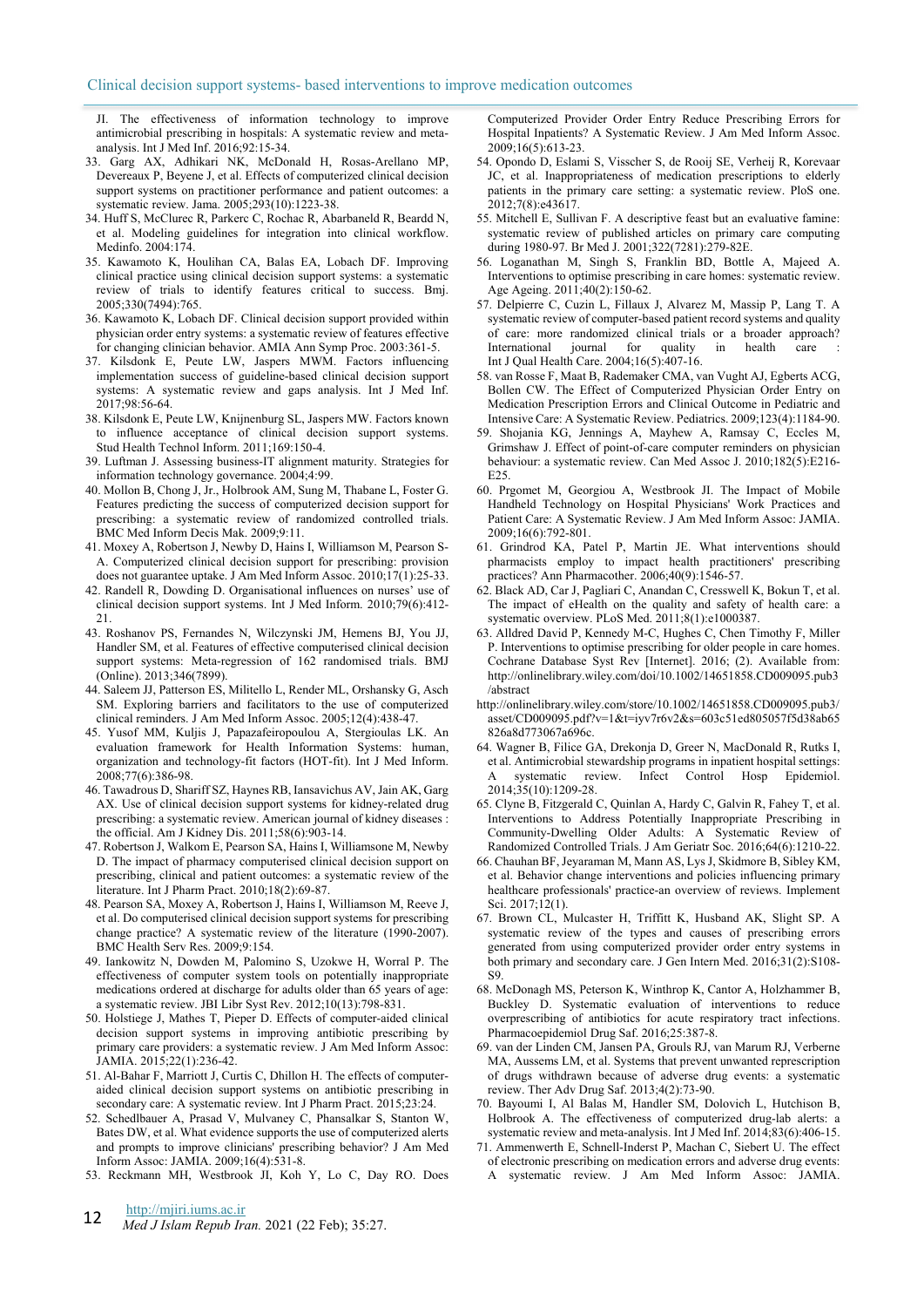JI. The effectiveness of information technology to improve antimicrobial prescribing in hospitals: A systematic review and meta-analysis. Int J Med Inf. 2016;92:15-34.

33. Garg AX, Adhikari NK, McDonald H, Rosas-Arellano MP, Devereaux P, Beyene J, et al. Effects of computerized clinical decision support systems on practitioner performance and patient outcomes: a systematic review. Jama. 2005;293(10):1223-38.
34. Huff S, McClurec R, Parkerc C, Rochac R, Abarbaneld R, Beardd N, et al. Modeling guidelines for integration into clinical workflow. Medinfo. 2004:174.
35. Kawamoto K, Houlihan CA, Balas EA, Lobach DF. Improving clinical practice using clinical decision support systems: a systematic review of trials to identify features critical to success. Bmj. 2005;330(7494):765.
36. Kawamoto K, Lobach DF. Clinical decision support provided within physician order entry systems: a systematic review of features effective for changing clinician behavior. AMIA Ann Symp Proc. 2003:361-5.
37. Kilsdonk E, Peute LW, Jaspers MWM. Factors influencing implementation success of guideline-based clinical decision support systems: A systematic review and gaps analysis. Int J Med Inf. 2017;98:56-64.
38. Kilsdonk E, Peute LW, Knijnenburg SL, Jaspers MW. Factors known to influence acceptance of clinical decision support systems. Stud Health Technol Inform. 2011;169:150-4.
39. Luftman J. Assessing business-IT alignment maturity. Strategies for information technology governance. 2004;4:99.
40. Mollon B, Chong J, Jr., Holbrook AM, Sung M, Thabane L, Foster G. Features predicting the success of computerized decision support for prescribing: a systematic review of randomized controlled trials. BMC Med Inform Decis Mak. 2009;9:11.
41. Moxey A, Robertson J, Newby D, Hains I, Williamson M, Pearson S-A. Computerized clinical decision support for prescribing: provision does not guarantee uptake. J Am Med Inform Assoc. 2010;17(1):25-33.
42. Randell R, Dowding D. Organisational influences on nurses' use of clinical decision support systems. Int J Med Inform. 2010;79(6):412-21.
43. Roshanov PS, Fernandes N, Wilczynski JM, Hemens BJ, You JJ, Handler SM, et al. Features of effective computerised clinical decision support systems: Meta-regression of 162 randomised trials. BMJ (Online). 2013;346(7899).
44. Saleem JJ, Patterson ES, Militello L, Render ML, Orshansky G, Asch SM. Exploring barriers and facilitators to the use of computerized clinical reminders. J Am Med Inform Assoc. 2005;12(4):438-47.
45. Yusof MM, Kuljis J, Papazafeiropoulou A, Stergioulas LK. An evaluation framework for Health Information Systems: human, organization and technology-fit factors (HOT-fit). Int J Med Inform. 2008;77(6):386-98.
46. Tawadrous D, Shariff SZ, Haynes RB, Iansavichus AV, Jain AK, Garg AX. Use of clinical decision support systems for kidney-related drug prescribing: a systematic review. American journal of kidney diseases : the official. Am J Kidney Dis. 2011;58(6):903-14.
47. Robertson J, Walkom E, Pearson SA, Hains I, Williamsone M, Newby D. The impact of pharmacy computerised clinical decision support on prescribing, clinical and patient outcomes: a systematic review of the literature. Int J Pharm Pract. 2010;18(2):69-87.
48. Pearson SA, Moxey A, Robertson J, Hains I, Williamson M, Reeve J, et al. Do computerised clinical decision support systems for prescribing change practice? A systematic review of the literature (1990-2007). BMC Health Serv Res. 2009;9:154.
49. Iankowitz N, Dowden M, Palomino S, Uzokwe H, Worral P. The effectiveness of computer system tools on potentially inappropriate medications ordered at discharge for adults older than 65 years of age: a systematic review. JBI Libr Syst Rev. 2012;10(13):798-831.
50. Holstiege J, Mathes T, Pieper D. Effects of computer-aided clinical decision support systems in improving antibiotic prescribing by primary care providers: a systematic review. J Am Med Inform Assoc: JAMIA. 2015;22(1):236-42.
51. Al-Bahar F, Marriott J, Curtis C, Dhillon H. The effects of computer-aided clinical decision support systems on antibiotic prescribing in secondary care: A systematic review. Int J Pharm Pract. 2015;23:24.
52. Schedlbauer A, Prasad V, Mulvaney C, Phansalkar S, Stanton W, Bates DW, et al. What evidence supports the use of computerized alerts and prompts to improve clinicians' prescribing behavior? J Am Med Inform Assoc: JAMIA. 2009;16(4):531-8.
53. Reckmann MH, Westbrook JI, Koh Y, Lo C, Day RO. Does Computerized Provider Order Entry Reduce Prescribing Errors for Hospital Inpatients? A Systematic Review. J Am Med Inform Assoc. 2009;16(5):613-23.
54. Opondo D, Eslami S, Visscher S, de Rooij SE, Verheij R, Korevaar JC, et al. Inappropriateness of medication prescriptions to elderly patients in the primary care setting: a systematic review. PloS one. 2012;7(8):e43617.
55. Mitchell E, Sullivan F. A descriptive feast but an evaluative famine: systematic review of published articles on primary care computing during 1980-97. Br Med J. 2001;322(7281):279-82E.
56. Loganathan M, Singh S, Franklin BD, Bottle A, Majeed A. Interventions to optimise prescribing in care homes: systematic review. Age Ageing. 2011;40(2):150-62.
57. Delpierre C, Cuzin L, Fillaux J, Alvarez M, Massip P, Lang T. A systematic review of computer-based patient record systems and quality of care: more randomized clinical trials or a broader approach? International journal for quality in health care : Int J Qual Health Care. 2004;16(5):407-16.
58. van Rosse F, Maat B, Rademaker CMA, van Vught AJ, Egberts ACG, Bollen CW. The Effect of Computerized Physician Order Entry on Medication Prescription Errors and Clinical Outcome in Pediatric and Intensive Care: A Systematic Review. Pediatrics. 2009;123(4):1184-90.
59. Shojania KG, Jennings A, Mayhew A, Ramsay C, Eccles M, Grimshaw J. Effect of point-of-care computer reminders on physician behaviour: a systematic review. Can Med Assoc J. 2010;182(5):E216-E25.
60. Prgomet M, Georgiou A, Westbrook JI. The Impact of Mobile Handheld Technology on Hospital Physicians' Work Practices and Patient Care: A Systematic Review. J Am Med Inform Assoc: JAMIA. 2009;16(6):792-801.
61. Grindrod KA, Patel P, Martin JE. What interventions should pharmacists employ to impact health practitioners' prescribing practices? Ann Pharmacother. 2006;40(9):1546-57.
62. Black AD, Car J, Pagliari C, Anandan C, Cresswell K, Bokun T, et al. The impact of eHealth on the quality and safety of health care: a systematic overview. PLoS Med. 2011;8(1):e1000387.
63. Alldred David P, Kennedy M-C, Hughes C, Chen Timothy F, Miller P. Interventions to optimise prescribing for older people in care homes. Cochrane Database Syst Rev [Internet]. 2016; (2). Available from: http://onlinelibrary.wiley.com/doi/10.1002/14651858.CD009095.pub3/abstract
http://onlinelibrary.wiley.com/store/10.1002/14651858.CD009095.pub3/asset/CD009095.pdf?v=1&t=iyv7r6v2&s=603c51ed805057f5d38ab65826a8d773067a696c.
64. Wagner B, Filice GA, Drekonja D, Greer N, MacDonald R, Rutks I, et al. Antimicrobial stewardship programs in inpatient hospital settings: A systematic review. Infect Control Hosp Epidemiol. 2014;35(10):1209-28.
65. Clyne B, Fitzgerald C, Quinlan A, Hardy C, Galvin R, Fahey T, et al. Interventions to Address Potentially Inappropriate Prescribing in Community-Dwelling Older Adults: A Systematic Review of Randomized Controlled Trials. J Am Geriatr Soc. 2016;64(6):1210-22.
66. Chauhan BF, Jeyaraman M, Mann AS, Lys J, Skidmore B, Sibley KM, et al. Behavior change interventions and policies influencing primary healthcare professionals' practice-an overview of reviews. Implement Sci. 2017;12(1).
67. Brown CL, Mulcaster H, Triffitt K, Husband AK, Slight SP. A systematic review of the types and causes of prescribing errors generated from using computerized provider order entry systems in both primary and secondary care. J Gen Intern Med. 2016;31(2):S108-S9.
68. McDonagh MS, Peterson K, Winthrop K, Cantor A, Holzhammer B, Buckley D. Systematic evaluation of interventions to reduce overprescribing of antibiotics for acute respiratory tract infections. Pharmacoepidemiol Drug Saf. 2016;25:387-8.
69. van der Linden CM, Jansen PA, Grouls RJ, van Marum RJ, Verberne MA, Aussems LM, et al. Systems that prevent unwanted represcription of drugs withdrawn because of adverse drug events: a systematic review. Ther Adv Drug Saf. 2013;4(2):73-90.
70. Bayoumi I, Al Balas M, Handler SM, Dolovich L, Hutchison B, Holbrook A. The effectiveness of computerized drug-lab alerts: a systematic review and meta-analysis. Int J Med Inf. 2014;83(6):406-15.
71. Ammenwerth E, Schnell-Inderst P, Machan C, Siebert U. The effect of electronic prescribing on medication errors and adverse drug events: A systematic review. J Am Med Inform Assoc: JAMIA.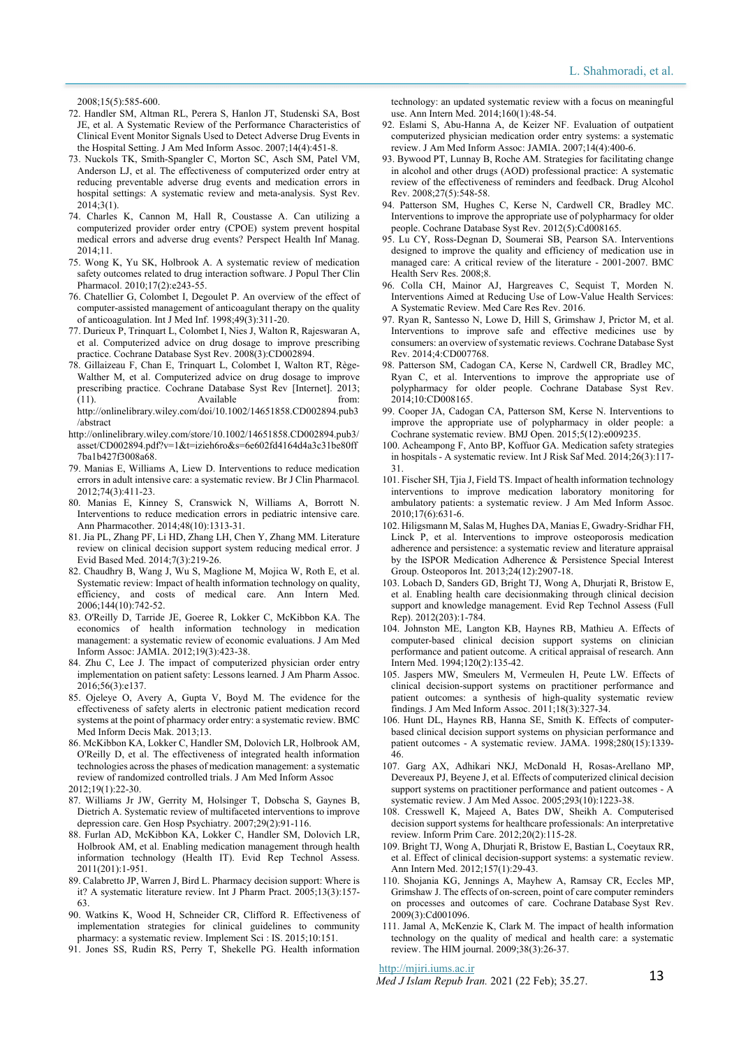2008;15(5):585-600.

72. Handler SM, Altman RL, Perera S, Hanlon JT, Studenski SA, Bost JE, et al. A Systematic Review of the Performance Characteristics of Clinical Event Monitor Signals Used to Detect Adverse Drug Events in the Hospital Setting. J Am Med Inform Assoc. 2007;14(4):451-8.
73. Nuckols TK, Smith-Spangler C, Morton SC, Asch SM, Patel VM, Anderson LJ, et al. The effectiveness of computerized order entry at reducing preventable adverse drug events and medication errors in hospital settings: A systematic review and meta-analysis. Syst Rev. 2014;3(1).
74. Charles K, Cannon M, Hall R, Coustasse A. Can utilizing a computerized provider order entry (CPOE) system prevent hospital medical errors and adverse drug events? Perspect Health Inf Manag. 2014;11.
75. Wong K, Yu SK, Holbrook A. A systematic review of medication safety outcomes related to drug interaction software. J Popul Ther Clin Pharmacol. 2010;17(2):e243-55.
76. Chatellier G, Colombet I, Degoulet P. An overview of the effect of computer-assisted management of anticoagulant therapy on the quality of anticoagulation. Int J Med Inf. 1998;49(3):311-20.
77. Durieux P, Trinquart L, Colombet I, Nies J, Walton R, Rajeswaran A, et al. Computerized advice on drug dosage to improve prescribing practice. Cochrane Database Syst Rev. 2008(3):CD002894.
78. Gillaizeau F, Chan E, Trinquart L, Colombet I, Walton RT, Rège-Walther M, et al. Computerized advice on drug dosage to improve prescribing practice. Cochrane Database Syst Rev [Internet]. 2013; (11). Available from: http://onlinelibrary.wiley.com/doi/10.1002/14651858.CD002894.pub3/abstract
http://onlinelibrary.wiley.com/store/10.1002/14651858.CD002894.pub3/asset/CD002894.pdf?v=1&t=izieh6ro&s=6e602fd4164d4a3c31be80ff7ba1b427f3008a68.
79. Manias E, Williams A, Liew D. Interventions to reduce medication errors in adult intensive care: a systematic review. Br J Clin Pharmacol. 2012;74(3):411-23.
80. Manias E, Kinney S, Cranswick N, Williams A, Borrott N. Interventions to reduce medication errors in pediatric intensive care. Ann Pharmacother. 2014;48(10):1313-31.
81. Jia PL, Zhang PF, Li HD, Zhang LH, Chen Y, Zhang MM. Literature review on clinical decision support system reducing medical error. J Evid Based Med. 2014;7(3):219-26.
82. Chaudhry B, Wang J, Wu S, Maglione M, Mojica W, Roth E, et al. Systematic review: Impact of health information technology on quality, efficiency, and costs of medical care. Ann Intern Med. 2006;144(10):742-52.
83. O'Reilly D, Tarride JE, Goeree R, Lokker C, McKibbon KA. The economics of health information technology in medication management: a systematic review of economic evaluations. J Am Med Inform Assoc: JAMIA. 2012;19(3):423-38.
84. Zhu C, Lee J. The impact of computerized physician order entry implementation on patient safety: Lessons learned. J Am Pharm Assoc. 2016;56(3):e137.
85. Ojeleye O, Avery A, Gupta V, Boyd M. The evidence for the effectiveness of safety alerts in electronic patient medication record systems at the point of pharmacy order entry: a systematic review. BMC Med Inform Decis Mak. 2013;13.
86. McKibbon KA, Lokker C, Handler SM, Dolovich LR, Holbrook AM, O'Reilly D, et al. The effectiveness of integrated health information technologies across the phases of medication management: a systematic review of randomized controlled trials. J Am Med Inform Assoc 2012;19(1):22-30.
87. Williams Jr JW, Gerrity M, Holsinger T, Dobscha S, Gaynes B, Dietrich A. Systematic review of multifaceted interventions to improve depression care. Gen Hosp Psychiatry. 2007;29(2):91-116.
88. Furlan AD, McKibbon KA, Lokker C, Handler SM, Dolovich LR, Holbrook AM, et al. Enabling medication management through health information technology (Health IT). Evid Rep Technol Assess. 2011(201):1-951.
89. Calabretto JP, Warren J, Bird L. Pharmacy decision support: Where is it? A systematic literature review. Int J Pharm Pract. 2005;13(3):157-63.
90. Watkins K, Wood H, Schneider CR, Clifford R. Effectiveness of implementation strategies for clinical guidelines to community pharmacy: a systematic review. Implement Sci : IS. 2015;10:151.
91. Jones SS, Rudin RS, Perry T, Shekelle PG. Health information technology: an updated systematic review with a focus on meaningful use. Ann Intern Med. 2014;160(1):48-54.
92. Eslami S, Abu-Hanna A, de Keizer NF. Evaluation of outpatient computerized physician medication order entry systems: a systematic review. J Am Med Inform Assoc: JAMIA. 2007;14(4):400-6.
93. Bywood PT, Lunnay B, Roche AM. Strategies for facilitating change in alcohol and other drugs (AOD) professional practice: A systematic review of the effectiveness of reminders and feedback. Drug Alcohol Rev. 2008;27(5):548-58.
94. Patterson SM, Hughes C, Kerse N, Cardwell CR, Bradley MC. Interventions to improve the appropriate use of polypharmacy for older people. Cochrane Database Syst Rev. 2012(5):Cd008165.
95. Lu CY, Ross-Degnan D, Soumerai SB, Pearson SA. Interventions designed to improve the quality and efficiency of medication use in managed care: A critical review of the literature - 2001-2007. BMC Health Serv Res. 2008;8.
96. Colla CH, Mainor AJ, Hargreaves C, Sequist T, Morden N. Interventions Aimed at Reducing Use of Low-Value Health Services: A Systematic Review. Med Care Res Rev. 2016.
97. Ryan R, Santesso N, Lowe D, Hill S, Grimshaw J, Prictor M, et al. Interventions to improve safe and effective medicines use by consumers: an overview of systematic reviews. Cochrane Database Syst Rev. 2014;4:CD007768.
98. Patterson SM, Cadogan CA, Kerse N, Cardwell CR, Bradley MC, Ryan C, et al. Interventions to improve the appropriate use of polypharmacy for older people. Cochrane Database Syst Rev. 2014;10:CD008165.
99. Cooper JA, Cadogan CA, Patterson SM, Kerse N. Interventions to improve the appropriate use of polypharmacy in older people: a Cochrane systematic review. BMJ Open. 2015;5(12):e009235.
100. Acheampong F, Anto BP, Koffuor GA. Medication safety strategies in hospitals - A systematic review. Int J Risk Saf Med. 2014;26(3):117-31.
101. Fischer SH, Tjia J, Field TS. Impact of health information technology interventions to improve medication laboratory monitoring for ambulatory patients: a systematic review. J Am Med Inform Assoc. 2010;17(6):631-6.
102. Hiligsmann M, Salas M, Hughes DA, Manias E, Gwadry-Sridhar FH, Linck P, et al. Interventions to improve osteoporosis medication adherence and persistence: a systematic review and literature appraisal by the ISPOR Medication Adherence & Persistence Special Interest Group. Osteoporos Int. 2013;24(12):2907-18.
103. Lobach D, Sanders GD, Bright TJ, Wong A, Dhurjati R, Bristow E, et al. Enabling health care decisionmaking through clinical decision support and knowledge management. Evid Rep Technol Assess (Full Rep). 2012(203):1-784.
104. Johnston ME, Langton KB, Haynes RB, Mathieu A. Effects of computer-based clinical decision support systems on clinician performance and patient outcome. A critical appraisal of research. Ann Intern Med. 1994;120(2):135-42.
105. Jaspers MW, Smeulers M, Vermeulen H, Peute LW. Effects of clinical decision-support systems on practitioner performance and patient outcomes: a synthesis of high-quality systematic review findings. J Am Med Inform Assoc. 2011;18(3):327-34.
106. Hunt DL, Haynes RB, Hanna SE, Smith K. Effects of computer-based clinical decision support systems on physician performance and patient outcomes - A systematic review. JAMA. 1998;280(15):1339-46.
107. Garg AX, Adhikari NKJ, McDonald H, Rosas-Arellano MP, Devereaux PJ, Beyene J, et al. Effects of computerized clinical decision support systems on practitioner performance and patient outcomes - A systematic review. J Am Med Assoc. 2005;293(10):1223-38.
108. Cresswell K, Majeed A, Bates DW, Sheikh A. Computerised decision support systems for healthcare professionals: An interpretative review. Inform Prim Care. 2012;20(2):115-28.
109. Bright TJ, Wong A, Dhurjati R, Bristow E, Bastian L, Coeytaux RR, et al. Effect of clinical decision-support systems: a systematic review. Ann Intern Med. 2012;157(1):29-43.
110. Shojania KG, Jennings A, Mayhew A, Ramsay CR, Eccles MP, Grimshaw J. The effects of on-screen, point of care computer reminders on processes and outcomes of care. Cochrane Database Syst Rev. 2009(3):Cd001096.
111. Jamal A, McKenzie K, Clark M. The impact of health information technology on the quality of medical and health care: a systematic review. The HIM journal. 2009;38(3):26-37.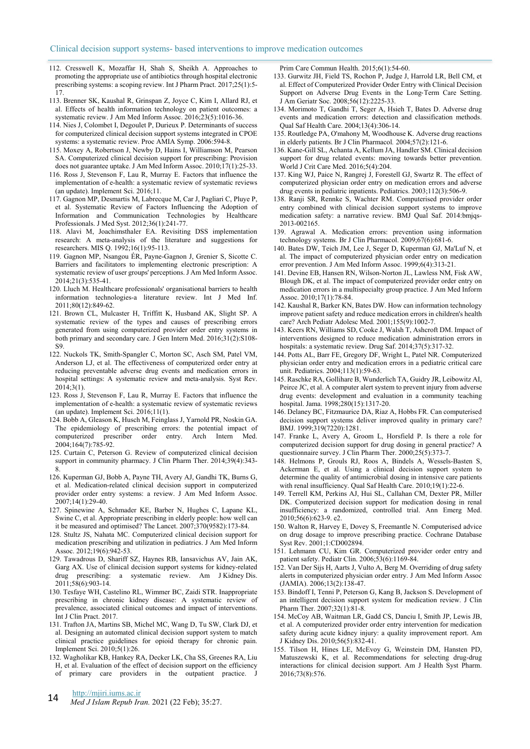112. Cresswell K, Mozaffar H, Shah S, Sheikh A. Approaches to promoting the appropriate use of antibiotics through hospital electronic prescribing systems: a scoping review. Int J Pharm Pract. 2017;25(1):5-17.

113. Brenner SK, Kaushal R, Grinspan Z, Joyce C, Kim I, Allard RJ, et al. Effects of health information technology on patient outcomes: a systematic review. J Am Med Inform Assoc. 2016;23(5):1016-36.

114. Nies J, Colombet I, Degoulet P, Durieux P. Determinants of success for computerized clinical decision support systems integrated in CPOE systems: a systematic review. Proc AMIA Symp. 2006:594-8.

115. Moxey A, Robertson J, Newby D, Hains I, Williamson M, Pearson SA. Computerized clinical decision support for prescribing: Provision does not guarantee uptake. J Am Med Inform Assoc. 2010;17(1):25-33.

116. Ross J, Stevenson F, Lau R, Murray E. Factors that influence the implementation of e-health: a systematic review of systematic reviews (an update). Implement Sci. 2016;11.

117. Gagnon MP, Desmartis M, Labrecque M, Car J, Pagliari C, Pluye P, et al. Systematic Review of Factors Influencing the Adoption of Information and Communication Technologies by Healthcare Professionals. J Med Syst. 2012;36(1):241-77.

118. Alavi M, Joachimsthaler EA. Revisiting DSS implementation research: A meta-analysis of the literature and suggestions for researchers. MIS Q. 1992;16(1):95-113.

119. Gagnon MP, Nsangou ÉR, Payne-Gagnon J, Grenier S, Sicotte C. Barriers and facilitators to implementing electronic prescription: A systematic review of user groups' perceptions. J Am Med Inform Assoc. 2014;21(3):535-41.

120. Lluch M. Healthcare professionals' organisational barriers to health information technologies-a literature review. Int J Med Inf. 2011;80(12):849-62.

121. Brown CL, Mulcaster H, Triffitt K, Husband AK, Slight SP. A systematic review of the types and causes of prescribing errors generated from using computerized provider order entry systems in both primary and secondary care. J Gen Intern Med. 2016;31(2):S108-S9.

122. Nuckols TK, Smith-Spangler C, Morton SC, Asch SM, Patel VM, Anderson LJ, et al. The effectiveness of computerized order entry at reducing preventable adverse drug events and medication errors in hospital settings: A systematic review and meta-analysis. Syst Rev. 2014;3(1).

123. Ross J, Stevenson F, Lau R, Murray E. Factors that influence the implementation of e-health: a systematic review of systematic reviews (an update). Implement Sci. 2016;11(1).

124. Bobb A, Gleason K, Husch M, Feinglass J, Yarnold PR, Noskin GA. The epidemiology of prescribing errors: the potential impact of computerized prescriber order entry. Arch Intern Med. 2004;164(7):785-92.

125. Curtain C, Peterson G. Review of computerized clinical decision support in community pharmacy. J Clin Pharm Ther. 2014;39(4):343-8.

126. Kuperman GJ, Bobb A, Payne TH, Avery AJ, Gandhi TK, Burns G, et al. Medication-related clinical decision support in computerized provider order entry systems: a review. J Am Med Inform Assoc. 2007;14(1):29-40.

127. Spinewine A, Schmader KE, Barber N, Hughes C, Lapane KL, Swine C, et al. Appropriate prescribing in elderly people: how well can it be measured and optimised? The Lancet. 2007;370(9582):173-84.

128. Stultz JS, Nahata MC. Computerized clinical decision support for medication prescribing and utilization in pediatrics. J Am Med Inform Assoc. 2012;19(6):942-53.

129. Tawadrous D, Shariff SZ, Haynes RB, Iansavichus AV, Jain AK, Garg AX. Use of clinical decision support systems for kidney-related drug prescribing: a systematic review. Am J Kidney Dis. 2011;58(6):903-14.

130. Tesfaye WH, Castelino RL, Wimmer BC, Zaidi STR. Inappropriate prescribing in chronic kidney disease: A systematic review of prevalence, associated clinical outcomes and impact of interventions. Int J Clin Pract. 2017.

131. Trafton JA, Martins SB, Michel MC, Wang D, Tu SW, Clark DJ, et al. Designing an automated clinical decision support system to match clinical practice guidelines for opioid therapy for chronic pain. Implement Sci. 2010;5(1):26.

132. Wagholikar KB, Hankey RA, Decker LK, Cha SS, Greenes RA, Liu H, et al. Evaluation of the effect of decision support on the efficiency of primary care providers in the outpatient practice. J Prim Care Commun Health. 2015;6(1):54-60.

133. Gurwitz JH, Field TS, Rochon P, Judge J, Harrold LR, Bell CM, et al. Effect of Computerized Provider Order Entry with Clinical Decision Support on Adverse Drug Events in the Long-Term Care Setting. J Am Geriatr Soc. 2008;56(12):2225-33.

134. Morimoto T, Gandhi T, Seger A, Hsieh T, Bates D. Adverse drug events and medication errors: detection and classification methods. Qual Saf Health Care. 2004;13(4):306-14.

135. Routledge PA, O'mahony M, Woodhouse K. Adverse drug reactions in elderly patients. Br J Clin Pharmacol. 2004;57(2):121-6.

136. Kane-Gill SL, Achanta A, Kellum JA, Handler SM. Clinical decision support for drug related events: moving towards better prevention. World J Crit Care Med. 2016;5(4):204.

137. King WJ, Paice N, Rangrej J, Forestell GJ, Swartz R. The effect of computerized physician order entry on medication errors and adverse drug events in pediatric inpatients. Pediatrics. 2003;112(3):506-9.

138. Ranji SR, Rennke S, Wachter RM. Computerised provider order entry combined with clinical decision support systems to improve medication safety: a narrative review. BMJ Qual Saf. 2014:bmjqs-2013-002165.

139. Agrawal A. Medication errors: prevention using information technology systems. Br J Clin Pharmacol. 2009;67(6):681-6.

140. Bates DW, Teich JM, Lee J, Seger D, Kuperman GJ, Ma'Luf N, et al. The impact of computerized physician order entry on medication error prevention. J Am Med Inform Assoc. 1999;6(4):313-21.

141. Devine EB, Hansen RN, Wilson-Norton JL, Lawless NM, Fisk AW, Blough DK, et al. The impact of computerized provider order entry on medication errors in a multispecialty group practice. J Am Med Inform Assoc. 2010;17(1):78-84.

142. Kaushal R, Barker KN, Bates DW. How can information technology improve patient safety and reduce medication errors in children's health care? Arch Pediatr Adolesc Med. 2001;155(9):1002-7.

143. Keers RN, Williams SD, Cooke J, Walsh T, Ashcroft DM. Impact of interventions designed to reduce medication administration errors in hospitals: a systematic review. Drug Saf. 2014;37(5):317-32.

144. Potts AL, Barr FE, Gregory DF, Wright L, Patel NR. Computerized physician order entry and medication errors in a pediatric critical care unit. Pediatrics. 2004;113(1):59-63.

145. Raschke RA, Gollihare B, Wunderlich TA, Guidry JR, Leibowitz AI, Peirce JC, et al. A computer alert system to prevent injury from adverse drug events: development and evaluation in a community teaching hospital. Jama. 1998;280(15):1317-20.

146. Delaney BC, Fitzmaurice DA, Riaz A, Hobbs FR. Can computerised decision support systems deliver improved quality in primary care? BMJ. 1999;319(7220):1281.

147. Franke L, Avery A, Groom L, Horsfield P. Is there a role for computerized decision support for drug dosing in general practice? A questionnaire survey. J Clin Pharm Ther. 2000;25(5):373-7.

148. Helmons P, Grouls RJ, Roos A, Bindels A, Wessels-Basten S, Ackerman E, et al. Using a clinical decision support system to determine the quality of antimicrobial dosing in intensive care patients with renal insufficiency. Qual Saf Health Care. 2010;19(1):22-6.

149. Terrell KM, Perkins AJ, Hui SL, Callahan CM, Dexter PR, Miller DK. Computerized decision support for medication dosing in renal insufficiency: a randomized, controlled trial. Ann Emerg Med. 2010;56(6):623-9. e2.

150. Walton R, Harvey E, Dovey S, Freemantle N. Computerised advice on drug dosage to improve prescribing practice. Cochrane Database Syst Rev. 2001;1:CD002894.

151. Lehmann CU, Kim GR. Computerized provider order entry and patient safety. Pediatr Clin. 2006;53(6):1169-84.

152. Van Der Sijs H, Aarts J, Vulto A, Berg M. Overriding of drug safety alerts in computerized physician order entry. J Am Med Inform Assoc (JAMIA). 2006;13(2):138-47.

153. Bindoff I, Tenni P, Peterson G, Kang B, Jackson S. Development of an intelligent decision support system for medication review. J Clin Pharm Ther. 2007;32(1):81-8.

154. McCoy AB, Waitman LR, Gadd CS, Danciu I, Smith JP, Lewis JB, et al. A computerized provider order entry intervention for medication safety during acute kidney injury: a quality improvement report. Am J Kidney Dis. 2010;56(5):832-41.

155. Tilson H, Hines LE, McEvoy G, Weinstein DM, Hansten PD, Matuszewski K, et al. Recommendations for selecting drug-drug interactions for clinical decision support. Am J Health Syst Pharm. 2016;73(8):576.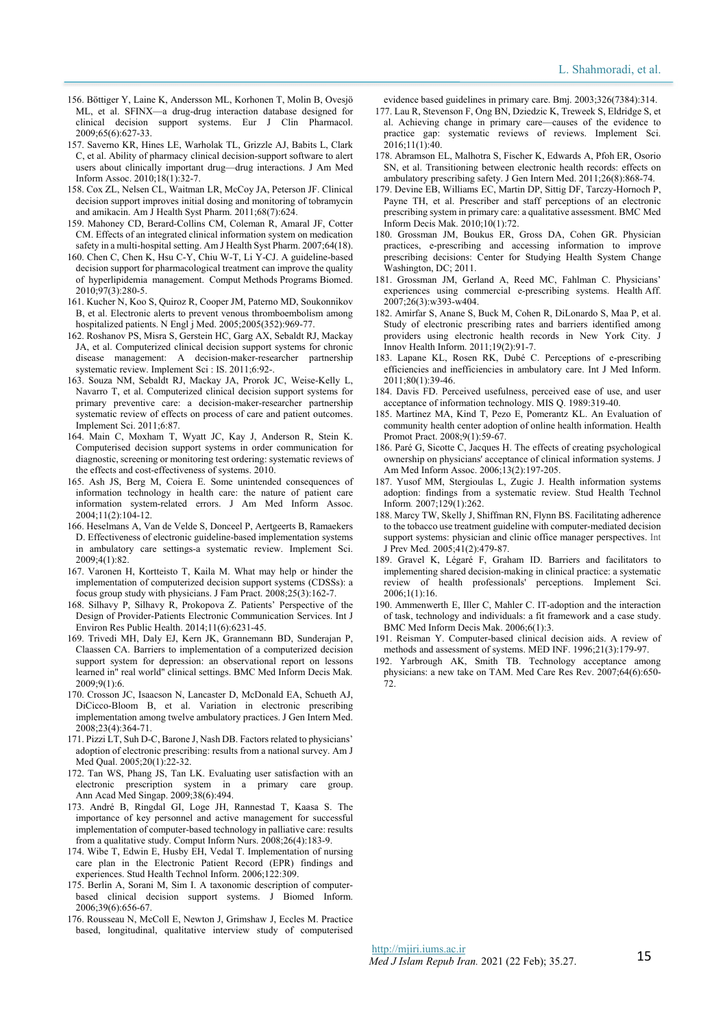156. Böttiger Y, Laine K, Andersson ML, Korhonen T, Molin B, Ovesjö ML, et al. SFINX—a drug-drug interaction database designed for clinical decision support systems. Eur J Clin Pharmacol. 2009;65(6):627-33.

157. Saverno KR, Hines LE, Warholak TL, Grizzle AJ, Babits L, Clark C, et al. Ability of pharmacy clinical decision-support software to alert users about clinically important drug—drug interactions. J Am Med Inform Assoc. 2010;18(1):32-7.

158. Cox ZL, Nelsen CL, Waitman LR, McCoy JA, Peterson JF. Clinical decision support improves initial dosing and monitoring of tobramycin and amikacin. Am J Health Syst Pharm. 2011;68(7):624.

159. Mahoney CD, Berard-Collins CM, Coleman R, Amaral JF, Cotter CM. Effects of an integrated clinical information system on medication safety in a multi-hospital setting. Am J Health Syst Pharm. 2007;64(18).

160. Chen C, Chen K, Hsu C-Y, Chiu W-T, Li Y-CJ. A guideline-based decision support for pharmacological treatment can improve the quality of hyperlipidemia management. Comput Methods Programs Biomed. 2010;97(3):280-5.

161. Kucher N, Koo S, Quiroz R, Cooper JM, Paterno MD, Soukonnikov B, et al. Electronic alerts to prevent venous thromboembolism among hospitalized patients. N Engl j Med. 2005;2005(352):969-77.

162. Roshanov PS, Misra S, Gerstein HC, Garg AX, Sebaldt RJ, Mackay JA, et al. Computerized clinical decision support systems for chronic disease management: A decision-maker-researcher partnership systematic review. Implement Sci : IS. 2011;6:92-.

163. Souza NM, Sebaldt RJ, Mackay JA, Prorok JC, Weise-Kelly L, Navarro T, et al. Computerized clinical decision support systems for primary preventive care: a decision-maker-researcher partnership systematic review of effects on process of care and patient outcomes. Implement Sci. 2011;6:87.

164. Main C, Moxham T, Wyatt JC, Kay J, Anderson R, Stein K. Computerised decision support systems in order communication for diagnostic, screening or monitoring test ordering: systematic reviews of the effects and cost-effectiveness of systems. 2010.

165. Ash JS, Berg M, Coiera E. Some unintended consequences of information technology in health care: the nature of patient care information system-related errors. J Am Med Inform Assoc. 2004;11(2):104-12.

166. Heselmans A, Van de Velde S, Donceel P, Aertgeerts B, Ramaekers D. Effectiveness of electronic guideline-based implementation systems in ambulatory care settings-a systematic review. Implement Sci. 2009;4(1):82.

167. Varonen H, Kortteisto T, Kaila M. What may help or hinder the implementation of computerized decision support systems (CDSSs): a focus group study with physicians. J Fam Pract. 2008;25(3):162-7.

168. Silhavy P, Silhavy R, Prokopova Z. Patients' Perspective of the Design of Provider-Patients Electronic Communication Services. Int J Environ Res Public Health. 2014;11(6):6231-45.

169. Trivedi MH, Daly EJ, Kern JK, Grannemann BD, Sunderajan P, Claassen CA. Barriers to implementation of a computerized decision support system for depression: an observational report on lessons learned in" real world" clinical settings. BMC Med Inform Decis Mak. 2009;9(1):6.

170. Crosson JC, Isaacson N, Lancaster D, McDonald EA, Schueth AJ, DiCicco-Bloom B, et al. Variation in electronic prescribing implementation among twelve ambulatory practices. J Gen Intern Med. 2008;23(4):364-71.

171. Pizzi LT, Suh D-C, Barone J, Nash DB. Factors related to physicians' adoption of electronic prescribing: results from a national survey. Am J Med Qual. 2005;20(1):22-32.

172. Tan WS, Phang JS, Tan LK. Evaluating user satisfaction with an electronic prescription system in a primary care group. Ann Acad Med Singap. 2009;38(6):494.

173. André B, Ringdal GI, Loge JH, Rannestad T, Kaasa S. The importance of key personnel and active management for successful implementation of computer-based technology in palliative care: results from a qualitative study. Comput Inform Nurs. 2008;26(4):183-9.

174. Wibe T, Edwin E, Husby EH, Vedal T. Implementation of nursing care plan in the Electronic Patient Record (EPR) findings and experiences. Stud Health Technol Inform. 2006;122:309.

175. Berlin A, Sorani M, Sim I. A taxonomic description of computer-based clinical decision support systems. J Biomed Inform. 2006;39(6):656-67.

176. Rousseau N, McColl E, Newton J, Grimshaw J, Eccles M. Practice based, longitudinal, qualitative interview study of computerised evidence based guidelines in primary care. Bmj. 2003;326(7384):314.

177. Lau R, Stevenson F, Ong BN, Dziedzic K, Treweek S, Eldridge S, et al. Achieving change in primary care—causes of the evidence to practice gap: systematic reviews of reviews. Implement Sci. 2016;11(1):40.

178. Abramson EL, Malhotra S, Fischer K, Edwards A, Pfoh ER, Osorio SN, et al. Transitioning between electronic health records: effects on ambulatory prescribing safety. J Gen Intern Med. 2011;26(8):868-74.

179. Devine EB, Williams EC, Martin DP, Sittig DF, Tarczy-Hornoch P, Payne TH, et al. Prescriber and staff perceptions of an electronic prescribing system in primary care: a qualitative assessment. BMC Med Inform Decis Mak. 2010;10(1):72.

180. Grossman JM, Boukus ER, Gross DA, Cohen GR. Physician practices, e-prescribing and accessing information to improve prescribing decisions: Center for Studying Health System Change Washington, DC; 2011.

181. Grossman JM, Gerland A, Reed MC, Fahlman C. Physicians' experiences using commercial e-prescribing systems. Health Aff. 2007;26(3):w393-w404.

182. Amirfar S, Anane S, Buck M, Cohen R, DiLonardo S, Maa P, et al. Study of electronic prescribing rates and barriers identified among providers using electronic health records in New York City. J Innov Health Inform. 2011;19(2):91-7.

183. Lapane KL, Rosen RK, Dubé C. Perceptions of e-prescribing efficiencies and inefficiencies in ambulatory care. Int J Med Inform. 2011;80(1):39-46.

184. Davis FD. Perceived usefulness, perceived ease of use, and user acceptance of information technology. MIS Q. 1989:319-40.

185. Martinez MA, Kind T, Pezo E, Pomerantz KL. An Evaluation of community health center adoption of online health information. Health Promot Pract. 2008;9(1):59-67.

186. Paré G, Sicotte C, Jacques H. The effects of creating psychological ownership on physicians' acceptance of clinical information systems. J Am Med Inform Assoc. 2006;13(2):197-205.

187. Yusof MM, Stergioulas L, Zugic J. Health information systems adoption: findings from a systematic review. Stud Health Technol Inform. 2007;129(1):262.

188. Marcy TW, Skelly J, Shiffman RN, Flynn BS. Facilitating adherence to the tobacco use treatment guideline with computer-mediated decision support systems: physician and clinic office manager perspectives. Int J Prev Med. 2005;41(2):479-87.

189. Gravel K, Légaré F, Graham ID. Barriers and facilitators to implementing shared decision-making in clinical practice: a systematic review of health professionals' perceptions. Implement Sci. 2006;1(1):16.

190. Ammenwerth E, Iller C, Mahler C. IT-adoption and the interaction of task, technology and individuals: a fit framework and a case study. BMC Med Inform Decis Mak. 2006;6(1):3.

191. Reisman Y. Computer-based clinical decision aids. A review of methods and assessment of systems. MED INF. 1996;21(3):179-97.

192. Yarbrough AK, Smith TB. Technology acceptance among physicians: a new take on TAM. Med Care Res Rev. 2007;64(6):650-72.